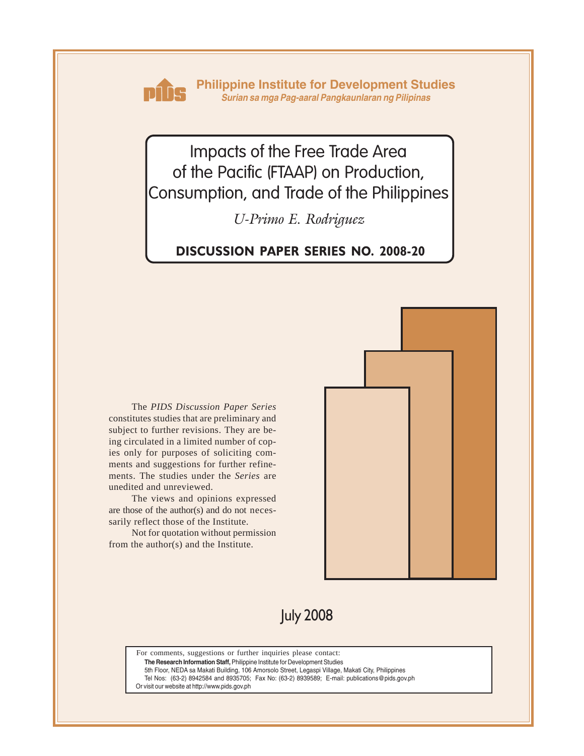**Philippine Institute for Development Studies**
*Surian sa mga Pag-aaral Pangkaunlaran ng Pilipinas*

# Impacts of the Free Trade Area of the Pacific (FTAAP) on Production, Consumption, and Trade of the Philippines

*U-Primo E. Rodriguez*

**DISCUSSION PAPER SERIES NO. 2008-20**

The *PIDS Discussion Paper Series* constitutes studies that are preliminary and subject to further revisions. They are being circulated in a limited number of copies only for purposes of soliciting comments and suggestions for further refinements. The studies under the *Series* are unedited and unreviewed.

The views and opinions expressed are those of the author(s) and do not necessarily reflect those of the Institute.

Not for quotation without permission from the author(s) and the Institute.

July 2008

For comments, suggestions or further inquiries please contact:
**The Research Information Staff,** Philippine Institute for Development Studies
5th Floor, NEDA sa Makati Building, 106 Amorsolo Street, Legaspi Village, Makati City, Philippines
Tel Nos: (63-2) 8942584 and 8935705; Fax No: (63-2) 8939589; E-mail: publications@pids.gov.ph
Or visit our website at http://www.pids.gov.ph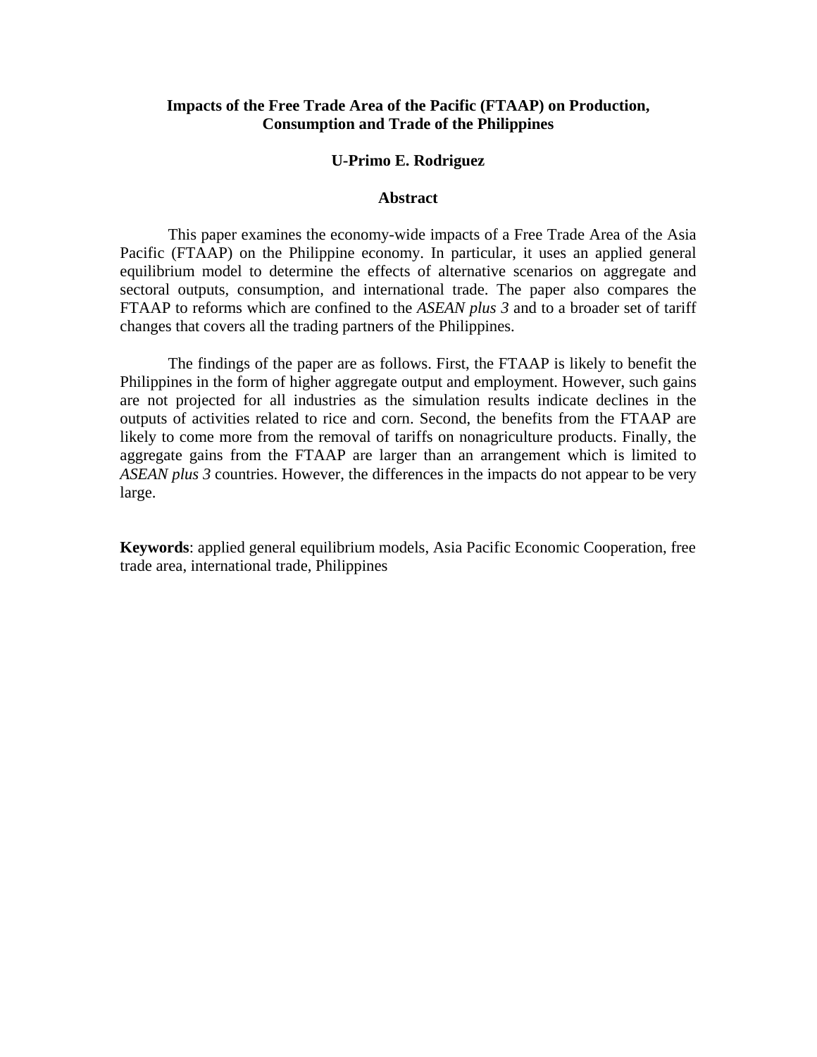**Impacts of the Free Trade Area of the Pacific (FTAAP) on Production, Consumption and Trade of the Philippines**

**U-Primo E. Rodriguez**

**Abstract**

This paper examines the economy-wide impacts of a Free Trade Area of the Asia Pacific (FTAAP) on the Philippine economy. In particular, it uses an applied general equilibrium model to determine the effects of alternative scenarios on aggregate and sectoral outputs, consumption, and international trade. The paper also compares the FTAAP to reforms which are confined to the *ASEAN plus 3* and to a broader set of tariff changes that covers all the trading partners of the Philippines.

The findings of the paper are as follows. First, the FTAAP is likely to benefit the Philippines in the form of higher aggregate output and employment. However, such gains are not projected for all industries as the simulation results indicate declines in the outputs of activities related to rice and corn. Second, the benefits from the FTAAP are likely to come more from the removal of tariffs on nonagriculture products. Finally, the aggregate gains from the FTAAP are larger than an arrangement which is limited to *ASEAN plus 3* countries. However, the differences in the impacts do not appear to be very large.

**Keywords**: applied general equilibrium models, Asia Pacific Economic Cooperation, free trade area, international trade, Philippines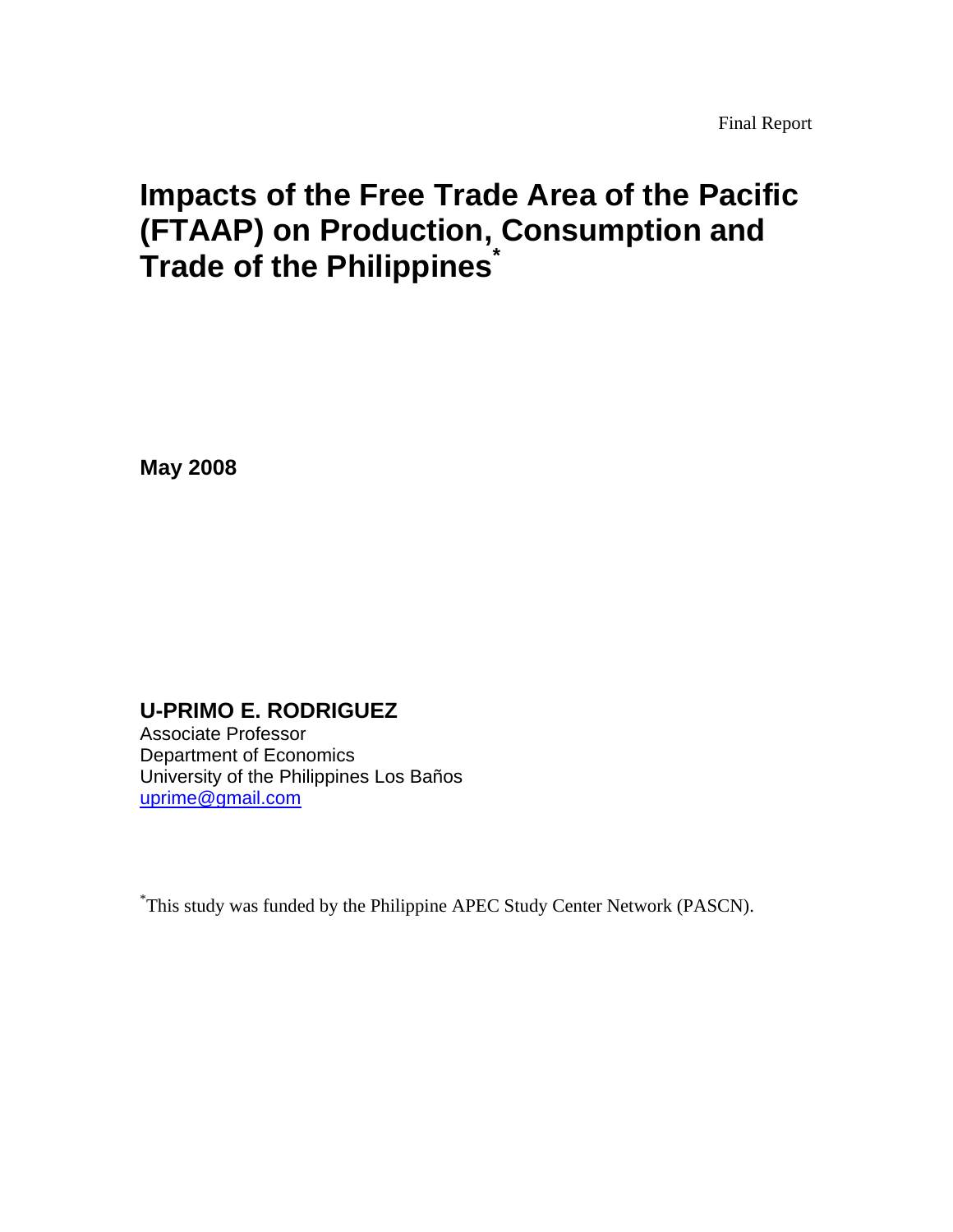Final Report

# Impacts of the Free Trade Area of the Pacific (FTAAP) on Production, Consumption and Trade of the Philippines*

**May 2008**

**U-PRIMO E. RODRIGUEZ**
Associate Professor
Department of Economics
University of the Philippines Los Baños
uprime@gmail.com

*This study was funded by the Philippine APEC Study Center Network (PASCN).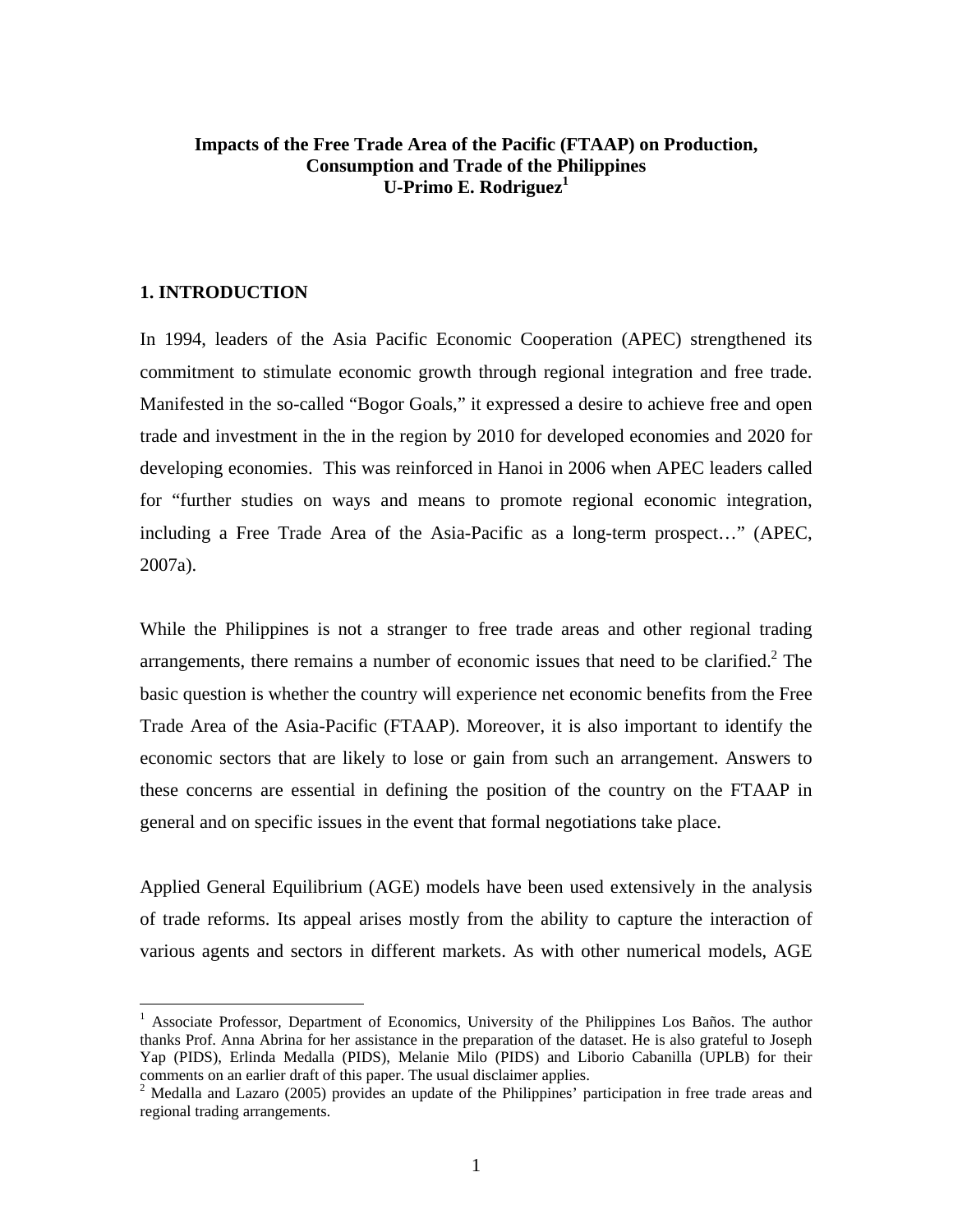**Impacts of the Free Trade Area of the Pacific (FTAAP) on Production, Consumption and Trade of the Philippines**

**U-Primo E. Rodriguez[1]**

## 1. INTRODUCTION

In 1994, leaders of the Asia Pacific Economic Cooperation (APEC) strengthened its commitment to stimulate economic growth through regional integration and free trade. Manifested in the so-called "Bogor Goals," it expressed a desire to achieve free and open trade and investment in the in the region by 2010 for developed economies and 2020 for developing economies. This was reinforced in Hanoi in 2006 when APEC leaders called for "further studies on ways and means to promote regional economic integration, including a Free Trade Area of the Asia-Pacific as a long-term prospect…" (APEC, 2007a).

While the Philippines is not a stranger to free trade areas and other regional trading arrangements, there remains a number of economic issues that need to be clarified.[2] The basic question is whether the country will experience net economic benefits from the Free Trade Area of the Asia-Pacific (FTAAP). Moreover, it is also important to identify the economic sectors that are likely to lose or gain from such an arrangement. Answers to these concerns are essential in defining the position of the country on the FTAAP in general and on specific issues in the event that formal negotiations take place.

Applied General Equilibrium (AGE) models have been used extensively in the analysis of trade reforms. Its appeal arises mostly from the ability to capture the interaction of various agents and sectors in different markets. As with other numerical models, AGE

---

[1] Associate Professor, Department of Economics, University of the Philippines Los Baños. The author thanks Prof. Anna Abrina for her assistance in the preparation of the dataset. He is also grateful to Joseph Yap (PIDS), Erlinda Medalla (PIDS), Melanie Milo (PIDS) and Liborio Cabanilla (UPLB) for their comments on an earlier draft of this paper. The usual disclaimer applies.

[2] Medalla and Lazaro (2005) provides an update of the Philippines' participation in free trade areas and regional trading arrangements.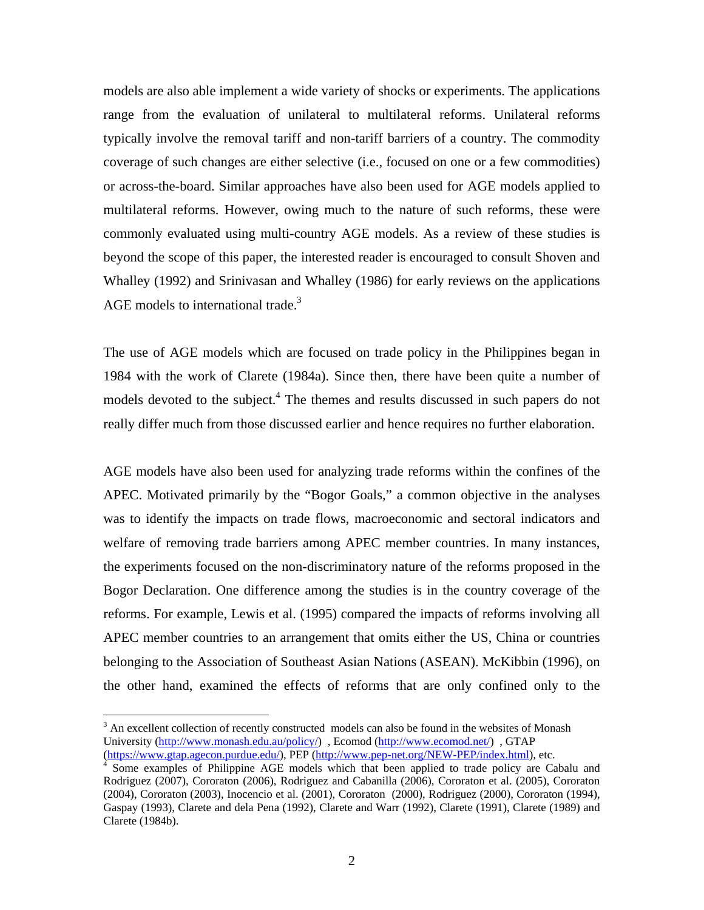models are also able implement a wide variety of shocks or experiments. The applications range from the evaluation of unilateral to multilateral reforms. Unilateral reforms typically involve the removal tariff and non-tariff barriers of a country. The commodity coverage of such changes are either selective (i.e., focused on one or a few commodities) or across-the-board. Similar approaches have also been used for AGE models applied to multilateral reforms. However, owing much to the nature of such reforms, these were commonly evaluated using multi-country AGE models. As a review of these studies is beyond the scope of this paper, the interested reader is encouraged to consult Shoven and Whalley (1992) and Srinivasan and Whalley (1986) for early reviews on the applications AGE models to international trade.[3]

The use of AGE models which are focused on trade policy in the Philippines began in 1984 with the work of Clarete (1984a). Since then, there have been quite a number of models devoted to the subject.[4] The themes and results discussed in such papers do not really differ much from those discussed earlier and hence requires no further elaboration.

AGE models have also been used for analyzing trade reforms within the confines of the APEC. Motivated primarily by the "Bogor Goals," a common objective in the analyses was to identify the impacts on trade flows, macroeconomic and sectoral indicators and welfare of removing trade barriers among APEC member countries. In many instances, the experiments focused on the non-discriminatory nature of the reforms proposed in the Bogor Declaration. One difference among the studies is in the country coverage of the reforms. For example, Lewis et al. (1995) compared the impacts of reforms involving all APEC member countries to an arrangement that omits either the US, China or countries belonging to the Association of Southeast Asian Nations (ASEAN). McKibbin (1996), on the other hand, examined the effects of reforms that are only confined only to the

---

[3] An excellent collection of recently constructed models can also be found in the websites of Monash University (http://www.monash.edu.au/policy/) , Ecomod (http://www.ecomod.net/) , GTAP (https://www.gtap.agecon.purdue.edu/), PEP (http://www.pep-net.org/NEW-PEP/index.html), etc.

[4] Some examples of Philippine AGE models which that been applied to trade policy are Cabalu and Rodriguez (2007), Cororaton (2006), Rodriguez and Cabanilla (2006), Cororaton et al. (2005), Cororaton (2004), Cororaton (2003), Inocencio et al. (2001), Cororaton (2000), Rodriguez (2000), Cororaton (1994), Gaspay (1993), Clarete and dela Pena (1992), Clarete and Warr (1992), Clarete (1991), Clarete (1989) and Clarete (1984b).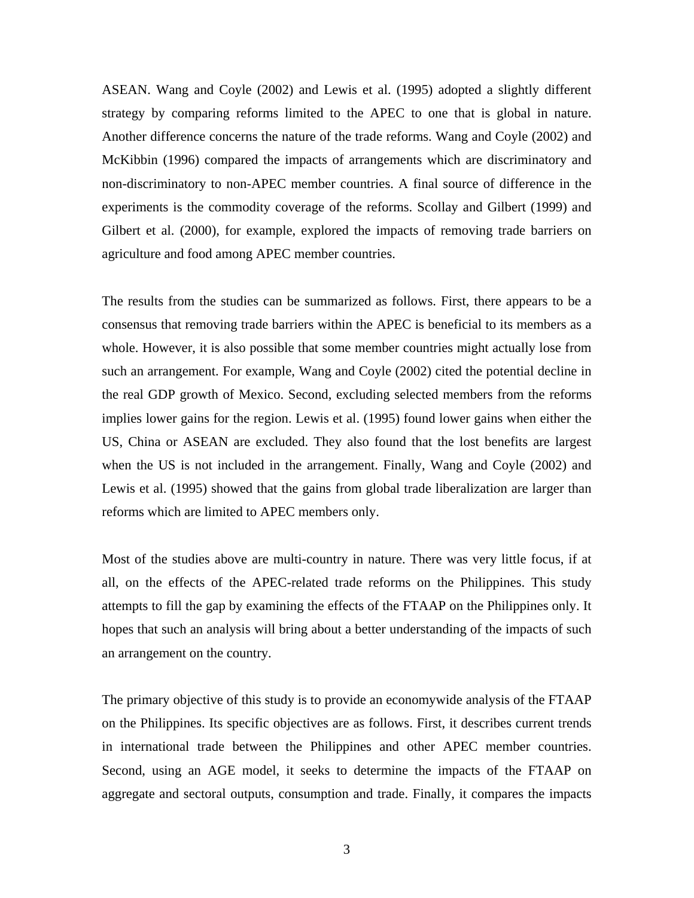ASEAN. Wang and Coyle (2002) and Lewis et al. (1995) adopted a slightly different strategy by comparing reforms limited to the APEC to one that is global in nature. Another difference concerns the nature of the trade reforms. Wang and Coyle (2002) and McKibbin (1996) compared the impacts of arrangements which are discriminatory and non-discriminatory to non-APEC member countries. A final source of difference in the experiments is the commodity coverage of the reforms. Scollay and Gilbert (1999) and Gilbert et al. (2000), for example, explored the impacts of removing trade barriers on agriculture and food among APEC member countries.

The results from the studies can be summarized as follows. First, there appears to be a consensus that removing trade barriers within the APEC is beneficial to its members as a whole. However, it is also possible that some member countries might actually lose from such an arrangement. For example, Wang and Coyle (2002) cited the potential decline in the real GDP growth of Mexico. Second, excluding selected members from the reforms implies lower gains for the region. Lewis et al. (1995) found lower gains when either the US, China or ASEAN are excluded. They also found that the lost benefits are largest when the US is not included in the arrangement. Finally, Wang and Coyle (2002) and Lewis et al. (1995) showed that the gains from global trade liberalization are larger than reforms which are limited to APEC members only.

Most of the studies above are multi-country in nature. There was very little focus, if at all, on the effects of the APEC-related trade reforms on the Philippines. This study attempts to fill the gap by examining the effects of the FTAAP on the Philippines only. It hopes that such an analysis will bring about a better understanding of the impacts of such an arrangement on the country.

The primary objective of this study is to provide an economywide analysis of the FTAAP on the Philippines. Its specific objectives are as follows. First, it describes current trends in international trade between the Philippines and other APEC member countries. Second, using an AGE model, it seeks to determine the impacts of the FTAAP on aggregate and sectoral outputs, consumption and trade. Finally, it compares the impacts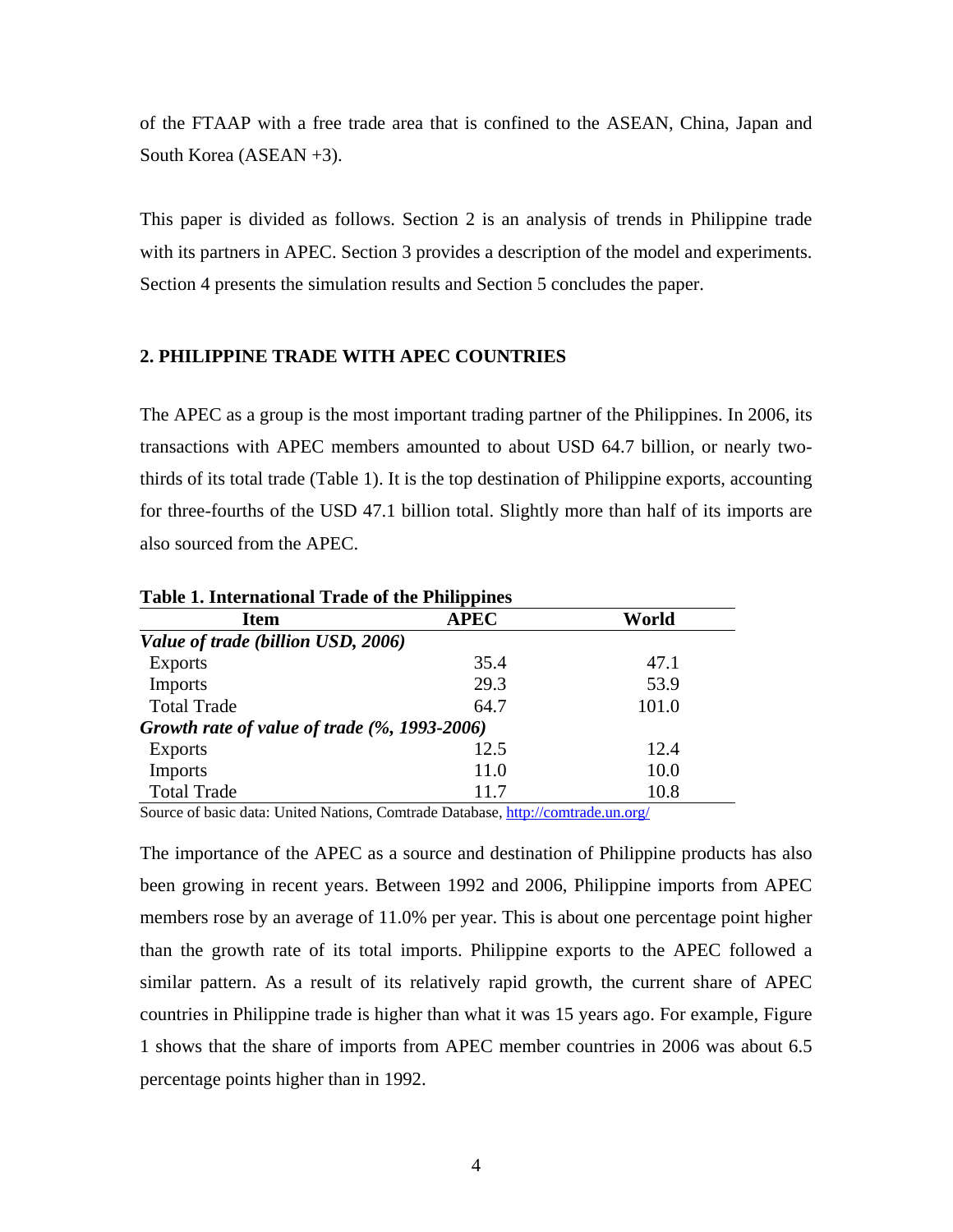of the FTAAP with a free trade area that is confined to the ASEAN, China, Japan and South Korea (ASEAN +3).

This paper is divided as follows. Section 2 is an analysis of trends in Philippine trade with its partners in APEC. Section 3 provides a description of the model and experiments. Section 4 presents the simulation results and Section 5 concludes the paper.

## 2. PHILIPPINE TRADE WITH APEC COUNTRIES

The APEC as a group is the most important trading partner of the Philippines. In 2006, its transactions with APEC members amounted to about USD 64.7 billion, or nearly two-thirds of its total trade (Table 1). It is the top destination of Philippine exports, accounting for three-fourths of the USD 47.1 billion total. Slightly more than half of its imports are also sourced from the APEC.

**Table 1. International Trade of the Philippines**

| Item | APEC | World |
|---|---|---|
| ***Value of trade (billion USD, 2006)*** | | |
| Exports | 35.4 | 47.1 |
| Imports | 29.3 | 53.9 |
| Total Trade | 64.7 | 101.0 |
| ***Growth rate of value of trade (%, 1993-2006)*** | | |
| Exports | 12.5 | 12.4 |
| Imports | 11.0 | 10.0 |
| Total Trade | 11.7 | 10.8 |

Source of basic data: United Nations, Comtrade Database, http://comtrade.un.org/

The importance of the APEC as a source and destination of Philippine products has also been growing in recent years. Between 1992 and 2006, Philippine imports from APEC members rose by an average of 11.0% per year. This is about one percentage point higher than the growth rate of its total imports. Philippine exports to the APEC followed a similar pattern. As a result of its relatively rapid growth, the current share of APEC countries in Philippine trade is higher than what it was 15 years ago. For example, Figure 1 shows that the share of imports from APEC member countries in 2006 was about 6.5 percentage points higher than in 1992.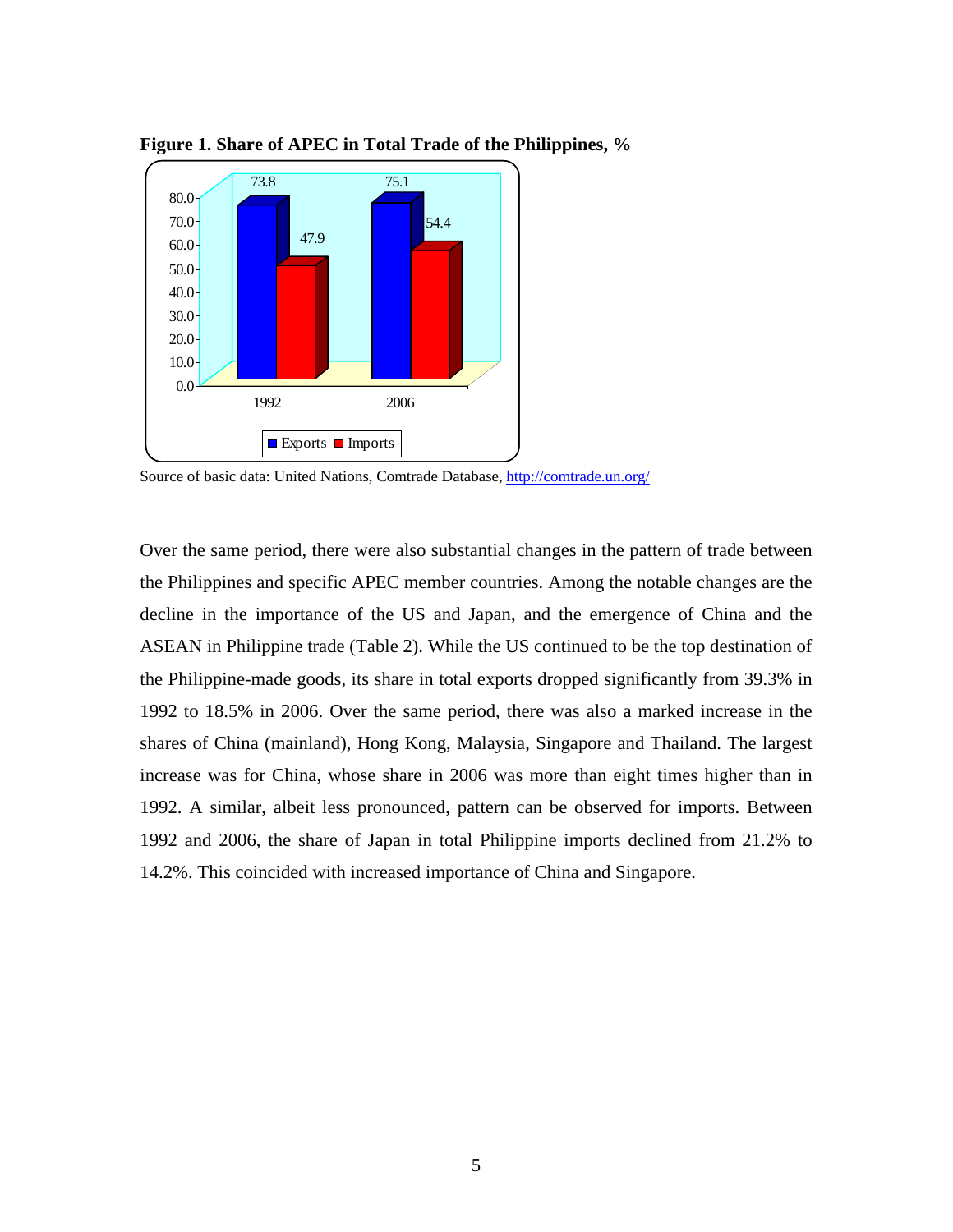**Figure 1. Share of APEC in Total Trade of the Philippines, %**

Source of basic data: United Nations, Comtrade Database, [http://comtrade.un.org/](http://comtrade.un.org/)

Over the same period, there were also substantial changes in the pattern of trade between the Philippines and specific APEC member countries. Among the notable changes are the decline in the importance of the US and Japan, and the emergence of China and the ASEAN in Philippine trade (Table 2). While the US continued to be the top destination of the Philippine-made goods, its share in total exports dropped significantly from 39.3% in 1992 to 18.5% in 2006. Over the same period, there was also a marked increase in the shares of China (mainland), Hong Kong, Malaysia, Singapore and Thailand. The largest increase was for China, whose share in 2006 was more than eight times higher than in 1992. A similar, albeit less pronounced, pattern can be observed for imports. Between 1992 and 2006, the share of Japan in total Philippine imports declined from 21.2% to 14.2%. This coincided with increased importance of China and Singapore.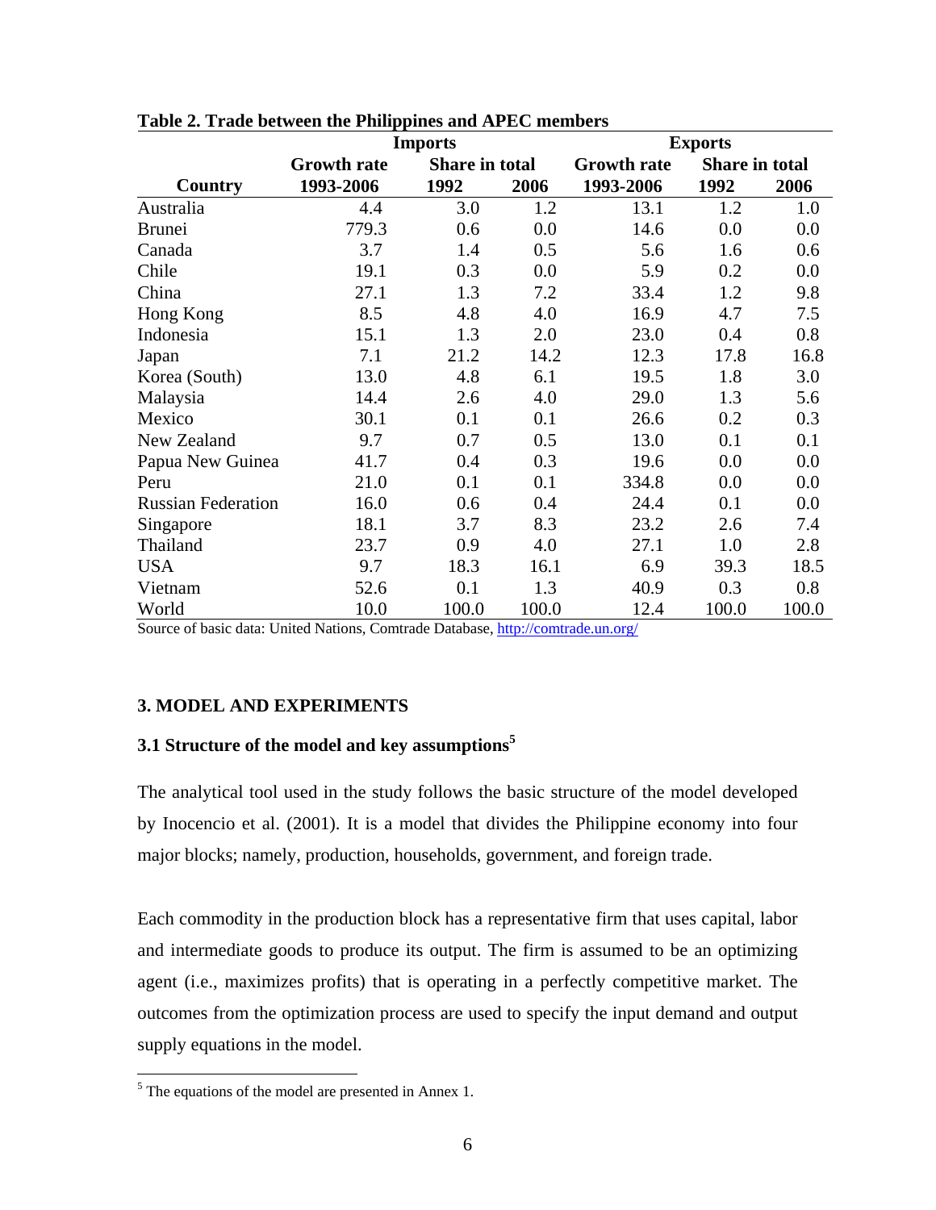**Table 2. Trade between the Philippines and APEC members**

| | Imports | | | Exports | | |
|---|---|---|---|---|---|---|
| | Growth rate | Share in total | | Growth rate | Share in total | |
| Country | 1993-2006 | 1992 | 2006 | 1993-2006 | 1992 | 2006 |
| Australia | 4.4 | 3.0 | 1.2 | 13.1 | 1.2 | 1.0 |
| Brunei | 779.3 | 0.6 | 0.0 | 14.6 | 0.0 | 0.0 |
| Canada | 3.7 | 1.4 | 0.5 | 5.6 | 1.6 | 0.6 |
| Chile | 19.1 | 0.3 | 0.0 | 5.9 | 0.2 | 0.0 |
| China | 27.1 | 1.3 | 7.2 | 33.4 | 1.2 | 9.8 |
| Hong Kong | 8.5 | 4.8 | 4.0 | 16.9 | 4.7 | 7.5 |
| Indonesia | 15.1 | 1.3 | 2.0 | 23.0 | 0.4 | 0.8 |
| Japan | 7.1 | 21.2 | 14.2 | 12.3 | 17.8 | 16.8 |
| Korea (South) | 13.0 | 4.8 | 6.1 | 19.5 | 1.8 | 3.0 |
| Malaysia | 14.4 | 2.6 | 4.0 | 29.0 | 1.3 | 5.6 |
| Mexico | 30.1 | 0.1 | 0.1 | 26.6 | 0.2 | 0.3 |
| New Zealand | 9.7 | 0.7 | 0.5 | 13.0 | 0.1 | 0.1 |
| Papua New Guinea | 41.7 | 0.4 | 0.3 | 19.6 | 0.0 | 0.0 |
| Peru | 21.0 | 0.1 | 0.1 | 334.8 | 0.0 | 0.0 |
| Russian Federation | 16.0 | 0.6 | 0.4 | 24.4 | 0.1 | 0.0 |
| Singapore | 18.1 | 3.7 | 8.3 | 23.2 | 2.6 | 7.4 |
| Thailand | 23.7 | 0.9 | 4.0 | 27.1 | 1.0 | 2.8 |
| USA | 9.7 | 18.3 | 16.1 | 6.9 | 39.3 | 18.5 |
| Vietnam | 52.6 | 0.1 | 1.3 | 40.9 | 0.3 | 0.8 |
| World | 10.0 | 100.0 | 100.0 | 12.4 | 100.0 | 100.0 |

Source of basic data: United Nations, Comtrade Database, http://comtrade.un.org/

## 3. MODEL AND EXPERIMENTS

### 3.1 Structure of the model and key assumptions[5]

The analytical tool used in the study follows the basic structure of the model developed by Inocencio et al. (2001). It is a model that divides the Philippine economy into four major blocks; namely, production, households, government, and foreign trade.

Each commodity in the production block has a representative firm that uses capital, labor and intermediate goods to produce its output. The firm is assumed to be an optimizing agent (i.e., maximizes profits) that is operating in a perfectly competitive market. The outcomes from the optimization process are used to specify the input demand and output supply equations in the model.

[5] The equations of the model are presented in Annex 1.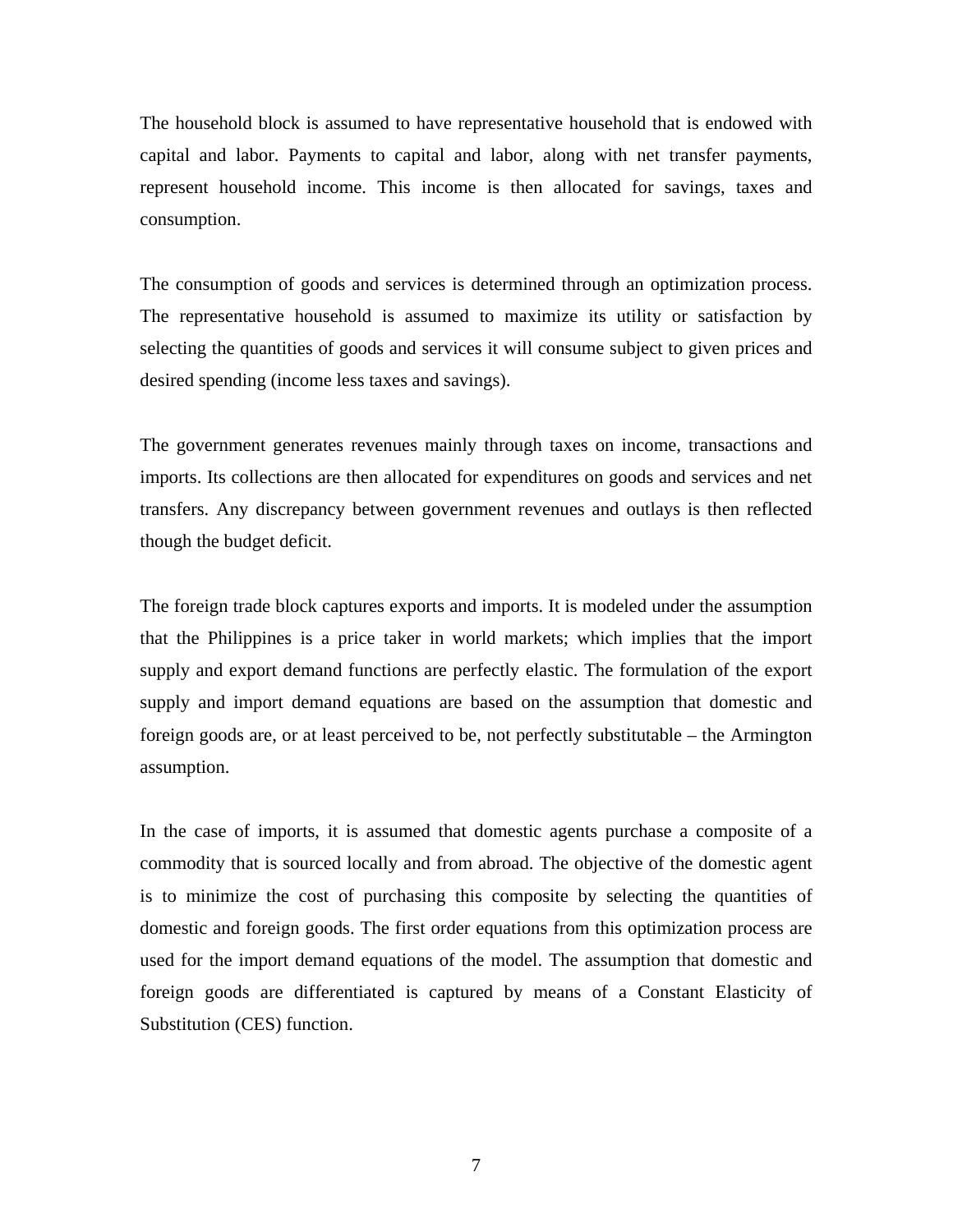The household block is assumed to have representative household that is endowed with capital and labor. Payments to capital and labor, along with net transfer payments, represent household income. This income is then allocated for savings, taxes and consumption.

The consumption of goods and services is determined through an optimization process. The representative household is assumed to maximize its utility or satisfaction by selecting the quantities of goods and services it will consume subject to given prices and desired spending (income less taxes and savings).

The government generates revenues mainly through taxes on income, transactions and imports. Its collections are then allocated for expenditures on goods and services and net transfers. Any discrepancy between government revenues and outlays is then reflected though the budget deficit.

The foreign trade block captures exports and imports. It is modeled under the assumption that the Philippines is a price taker in world markets; which implies that the import supply and export demand functions are perfectly elastic. The formulation of the export supply and import demand equations are based on the assumption that domestic and foreign goods are, or at least perceived to be, not perfectly substitutable – the Armington assumption.

In the case of imports, it is assumed that domestic agents purchase a composite of a commodity that is sourced locally and from abroad. The objective of the domestic agent is to minimize the cost of purchasing this composite by selecting the quantities of domestic and foreign goods. The first order equations from this optimization process are used for the import demand equations of the model. The assumption that domestic and foreign goods are differentiated is captured by means of a Constant Elasticity of Substitution (CES) function.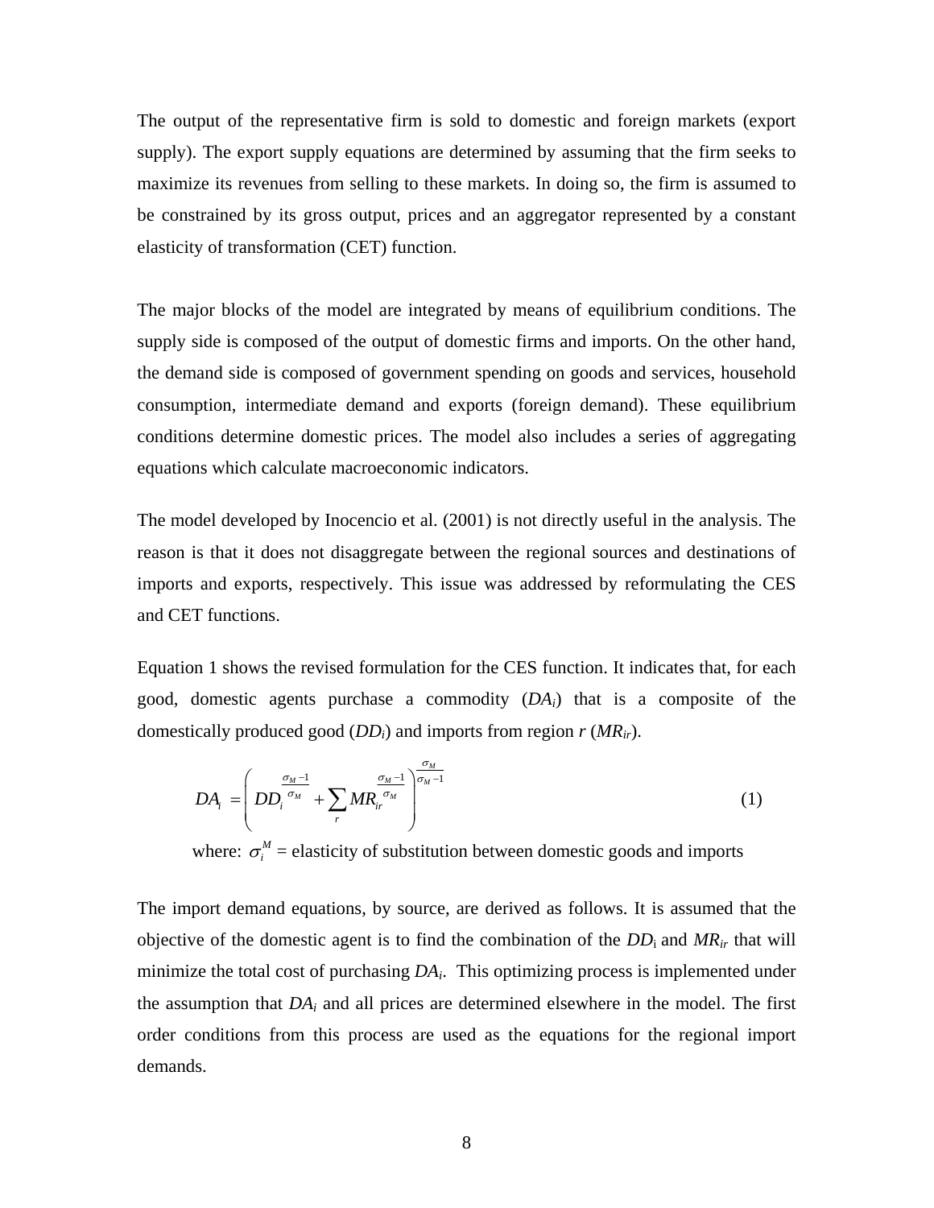The output of the representative firm is sold to domestic and foreign markets (export supply). The export supply equations are determined by assuming that the firm seeks to maximize its revenues from selling to these markets. In doing so, the firm is assumed to be constrained by its gross output, prices and an aggregator represented by a constant elasticity of transformation (CET) function.

The major blocks of the model are integrated by means of equilibrium conditions. The supply side is composed of the output of domestic firms and imports. On the other hand, the demand side is composed of government spending on goods and services, household consumption, intermediate demand and exports (foreign demand). These equilibrium conditions determine domestic prices. The model also includes a series of aggregating equations which calculate macroeconomic indicators.

The model developed by Inocencio et al. (2001) is not directly useful in the analysis. The reason is that it does not disaggregate between the regional sources and destinations of imports and exports, respectively. This issue was addressed by reformulating the CES and CET functions.

Equation 1 shows the revised formulation for the CES function. It indicates that, for each good, domestic agents purchase a commodity ($DA_i$) that is a composite of the domestically produced good ($DD_i$) and imports from region $r$ ($MR_{ir}$).

$$DA_i = \left( DD_i^{\frac{\sigma_M - 1}{\sigma_M}} + \sum_r MR_{ir}^{\frac{\sigma_M - 1}{\sigma_M}} \right)^{\frac{\sigma_M}{\sigma_M - 1}} \tag{1}$$

where: $\sigma_i^M$ = elasticity of substitution between domestic goods and imports

The import demand equations, by source, are derived as follows. It is assumed that the objective of the domestic agent is to find the combination of the $DD_i$ and $MR_{ir}$ that will minimize the total cost of purchasing $DA_i$. This optimizing process is implemented under the assumption that $DA_i$ and all prices are determined elsewhere in the model. The first order conditions from this process are used as the equations for the regional import demands.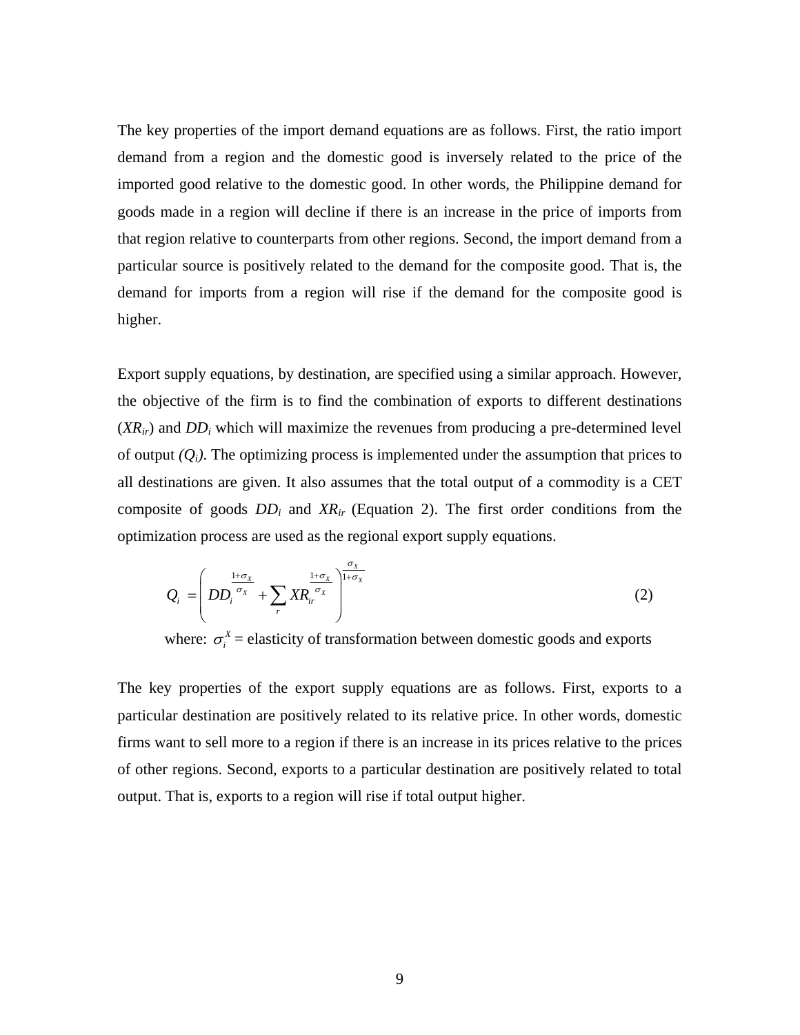The key properties of the import demand equations are as follows. First, the ratio import demand from a region and the domestic good is inversely related to the price of the imported good relative to the domestic good. In other words, the Philippine demand for goods made in a region will decline if there is an increase in the price of imports from that region relative to counterparts from other regions. Second, the import demand from a particular source is positively related to the demand for the composite good. That is, the demand for imports from a region will rise if the demand for the composite good is higher.

Export supply equations, by destination, are specified using a similar approach. However, the objective of the firm is to find the combination of exports to different destinations ($XR_{ir}$) and $DD_i$ which will maximize the revenues from producing a pre-determined level of output *($Q_i$)*. The optimizing process is implemented under the assumption that prices to all destinations are given. It also assumes that the total output of a commodity is a CET composite of goods $DD_i$ and $XR_{ir}$ (Equation 2). The first order conditions from the optimization process are used as the regional export supply equations.

$$Q_i = \left( DD_i^{\frac{1+\sigma_X}{\sigma_X}} + \sum_r XR_{ir}^{\frac{1+\sigma_X}{\sigma_X}} \right)^{\frac{\sigma_X}{1+\sigma_X}} \tag{2}$$

where: $\sigma_i^X$ = elasticity of transformation between domestic goods and exports

The key properties of the export supply equations are as follows. First, exports to a particular destination are positively related to its relative price. In other words, domestic firms want to sell more to a region if there is an increase in its prices relative to the prices of other regions. Second, exports to a particular destination are positively related to total output. That is, exports to a region will rise if total output higher.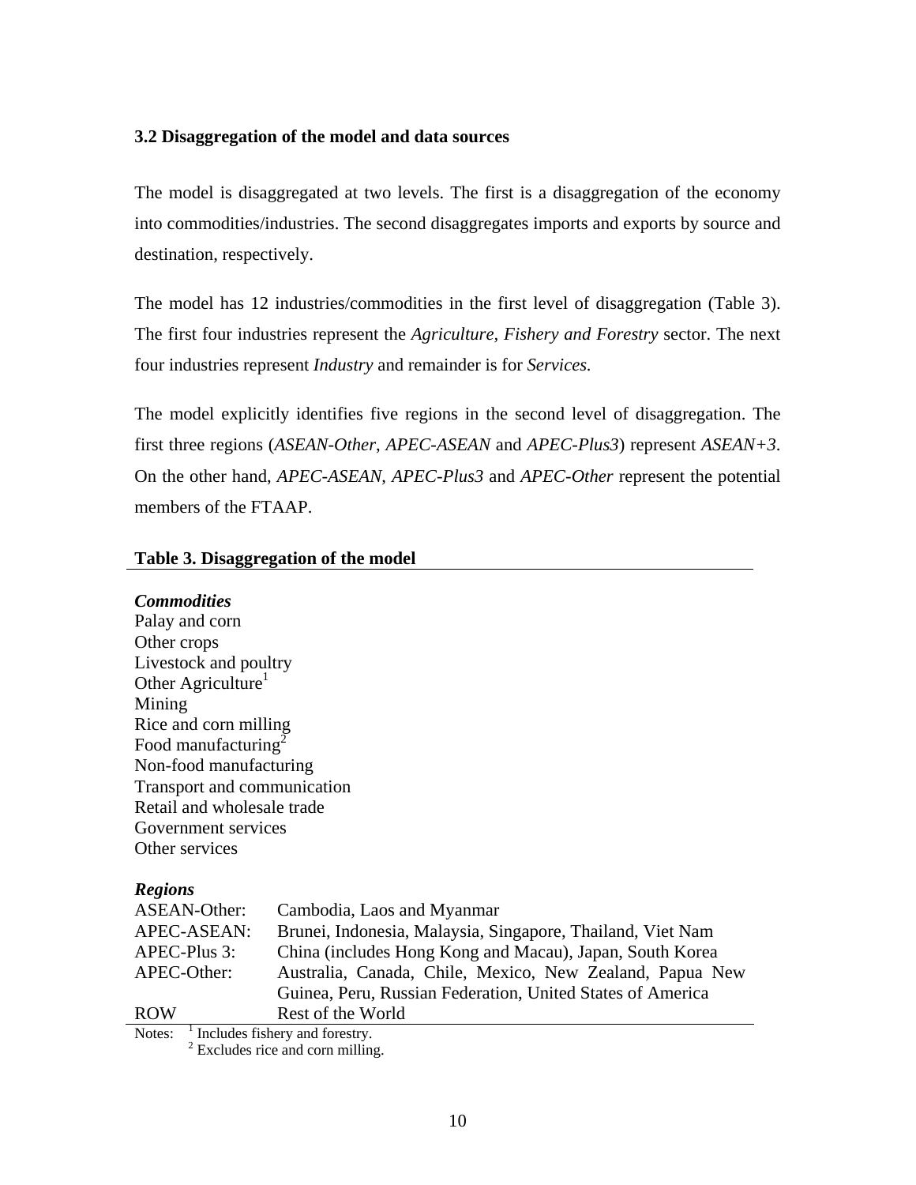### 3.2 Disaggregation of the model and data sources

The model is disaggregated at two levels. The first is a disaggregation of the economy into commodities/industries. The second disaggregates imports and exports by source and destination, respectively.

The model has 12 industries/commodities in the first level of disaggregation (Table 3). The first four industries represent the *Agriculture, Fishery and Forestry* sector. The next four industries represent *Industry* and remainder is for *Services.*

The model explicitly identifies five regions in the second level of disaggregation. The first three regions (*ASEAN-Other*, *APEC-ASEAN* and *APEC-Plus3*) represent *ASEAN+3*. On the other hand, *APEC-ASEAN*, *APEC-Plus3* and *APEC-Other* represent the potential members of the FTAAP.

**Table 3. Disaggregation of the model**

***Commodities***

Palay and corn
Other crops
Livestock and poultry
Other Agriculture[1]
Mining
Rice and corn milling
Food manufacturing[2]
Non-food manufacturing
Transport and communication
Retail and wholesale trade
Government services
Other services

***Regions***

| | |
|---|---|
| ASEAN-Other: | Cambodia, Laos and Myanmar |
| APEC-ASEAN: | Brunei, Indonesia, Malaysia, Singapore, Thailand, Viet Nam |
| APEC-Plus 3: | China (includes Hong Kong and Macau), Japan, South Korea |
| APEC-Other: | Australia, Canada, Chile, Mexico, New Zealand, Papua New Guinea, Peru, Russian Federation, United States of America |
| ROW | Rest of the World |

Notes: [1] Includes fishery and forestry.
[2] Excludes rice and corn milling.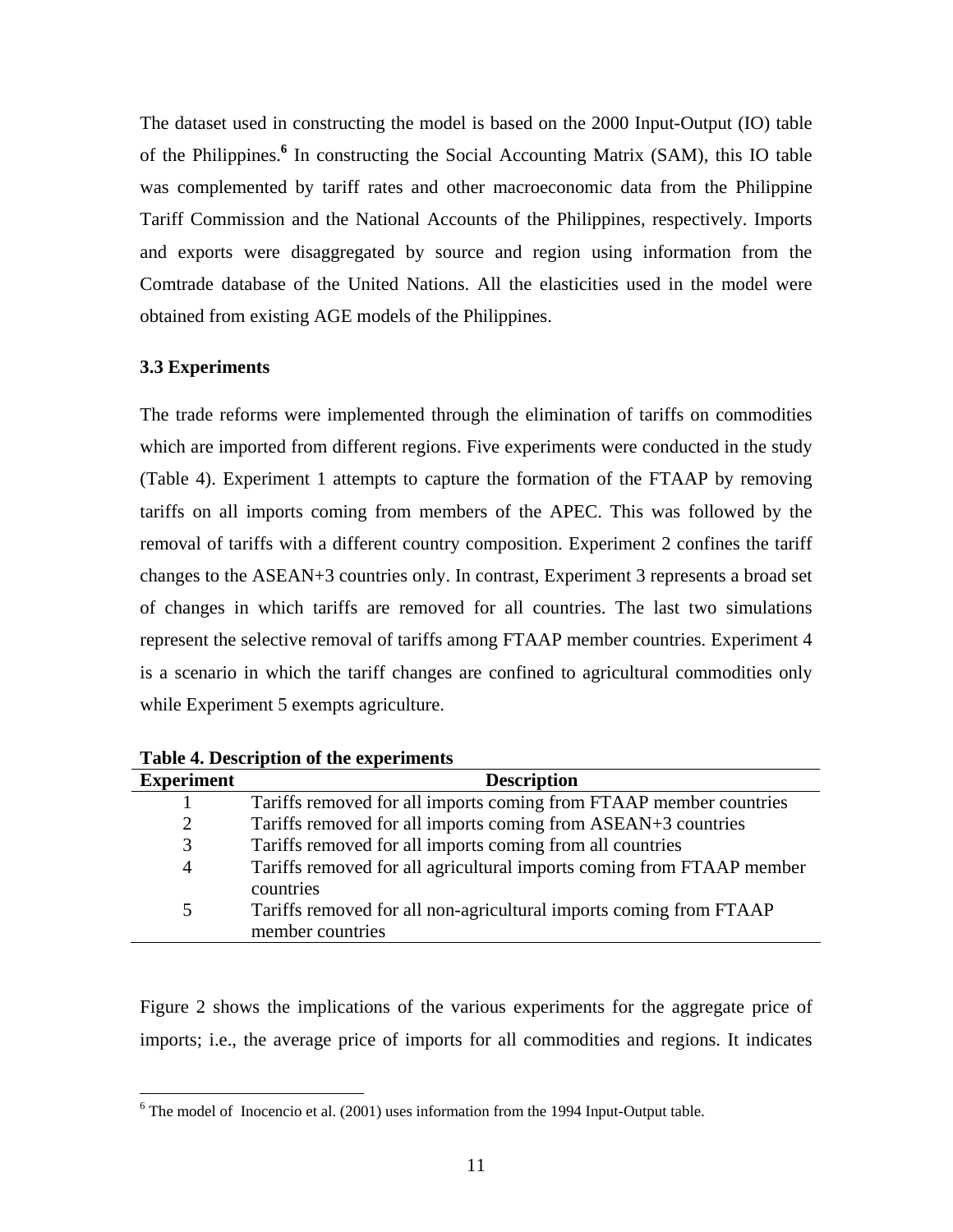The dataset used in constructing the model is based on the 2000 Input-Output (IO) table of the Philippines.[6] In constructing the Social Accounting Matrix (SAM), this IO table was complemented by tariff rates and other macroeconomic data from the Philippine Tariff Commission and the National Accounts of the Philippines, respectively. Imports and exports were disaggregated by source and region using information from the Comtrade database of the United Nations. All the elasticities used in the model were obtained from existing AGE models of the Philippines.

### 3.3 Experiments

The trade reforms were implemented through the elimination of tariffs on commodities which are imported from different regions. Five experiments were conducted in the study (Table 4). Experiment 1 attempts to capture the formation of the FTAAP by removing tariffs on all imports coming from members of the APEC. This was followed by the removal of tariffs with a different country composition. Experiment 2 confines the tariff changes to the ASEAN+3 countries only. In contrast, Experiment 3 represents a broad set of changes in which tariffs are removed for all countries. The last two simulations represent the selective removal of tariffs among FTAAP member countries. Experiment 4 is a scenario in which the tariff changes are confined to agricultural commodities only while Experiment 5 exempts agriculture.

**Table 4. Description of the experiments**

| Experiment | Description |
|---|---|
| 1 | Tariffs removed for all imports coming from FTAAP member countries |
| 2 | Tariffs removed for all imports coming from ASEAN+3 countries |
| 3 | Tariffs removed for all imports coming from all countries |
| 4 | Tariffs removed for all agricultural imports coming from FTAAP member countries |
| 5 | Tariffs removed for all non-agricultural imports coming from FTAAP member countries |

Figure 2 shows the implications of the various experiments for the aggregate price of imports; i.e., the average price of imports for all commodities and regions. It indicates

[6] The model of Inocencio et al. (2001) uses information from the 1994 Input-Output table.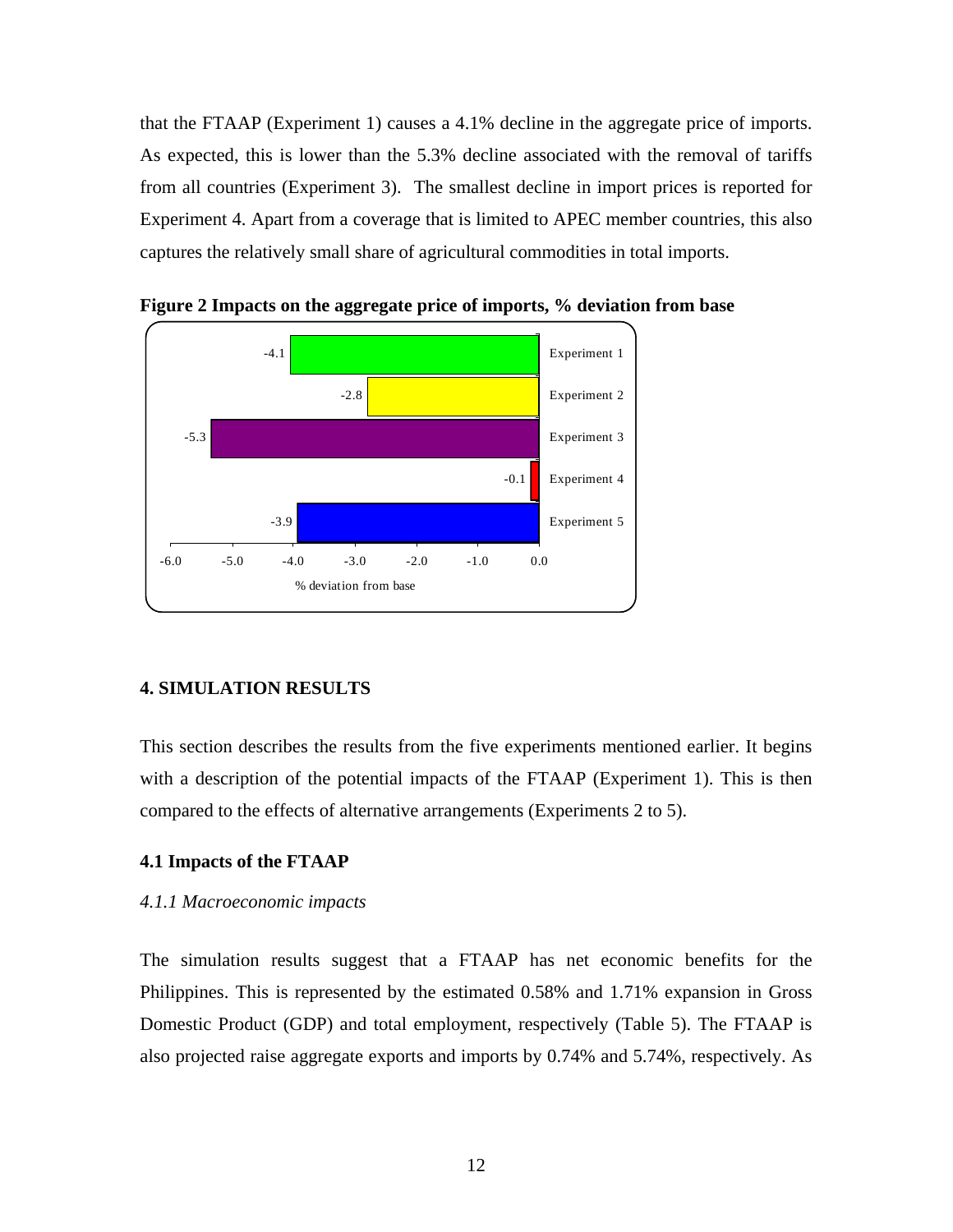that the FTAAP (Experiment 1) causes a 4.1% decline in the aggregate price of imports. As expected, this is lower than the 5.3% decline associated with the removal of tariffs from all countries (Experiment 3). The smallest decline in import prices is reported for Experiment 4. Apart from a coverage that is limited to APEC member countries, this also captures the relatively small share of agricultural commodities in total imports.

**Figure 2 Impacts on the aggregate price of imports, % deviation from base**

| Experiment | % deviation from base |
|---|---|
| Experiment 1 | -4.1 |
| Experiment 2 | -2.8 |
| Experiment 3 | -5.3 |
| Experiment 4 | -0.1 |
| Experiment 5 | -3.9 |

## 4. SIMULATION RESULTS

This section describes the results from the five experiments mentioned earlier. It begins with a description of the potential impacts of the FTAAP (Experiment 1). This is then compared to the effects of alternative arrangements (Experiments 2 to 5).

### 4.1 Impacts of the FTAAP

#### *4.1.1 Macroeconomic impacts*

The simulation results suggest that a FTAAP has net economic benefits for the Philippines. This is represented by the estimated 0.58% and 1.71% expansion in Gross Domestic Product (GDP) and total employment, respectively (Table 5). The FTAAP is also projected raise aggregate exports and imports by 0.74% and 5.74%, respectively. As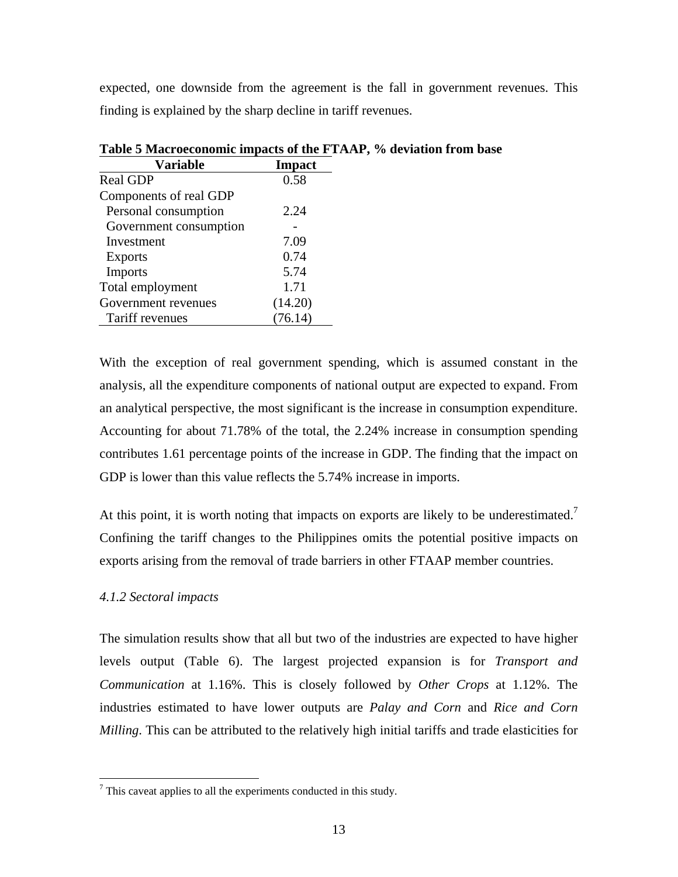expected, one downside from the agreement is the fall in government revenues. This finding is explained by the sharp decline in tariff revenues.

**Table 5 Macroeconomic impacts of the FTAAP, % deviation from base**

| Variable | Impact |
|---|---|
| Real GDP | 0.58 |
| Components of real GDP | |
| Personal consumption | 2.24 |
| Government consumption | - |
| Investment | 7.09 |
| Exports | 0.74 |
| Imports | 5.74 |
| Total employment | 1.71 |
| Government revenues | (14.20) |
| Tariff revenues | (76.14) |

With the exception of real government spending, which is assumed constant in the analysis, all the expenditure components of national output are expected to expand. From an analytical perspective, the most significant is the increase in consumption expenditure. Accounting for about 71.78% of the total, the 2.24% increase in consumption spending contributes 1.61 percentage points of the increase in GDP. The finding that the impact on GDP is lower than this value reflects the 5.74% increase in imports.

At this point, it is worth noting that impacts on exports are likely to be underestimated.[7] Confining the tariff changes to the Philippines omits the potential positive impacts on exports arising from the removal of trade barriers in other FTAAP member countries.

*4.1.2 Sectoral impacts*

The simulation results show that all but two of the industries are expected to have higher levels output (Table 6). The largest projected expansion is for *Transport and Communication* at 1.16%. This is closely followed by *Other Crops* at 1.12%. The industries estimated to have lower outputs are *Palay and Corn* and *Rice and Corn Milling*. This can be attributed to the relatively high initial tariffs and trade elasticities for

[7] This caveat applies to all the experiments conducted in this study.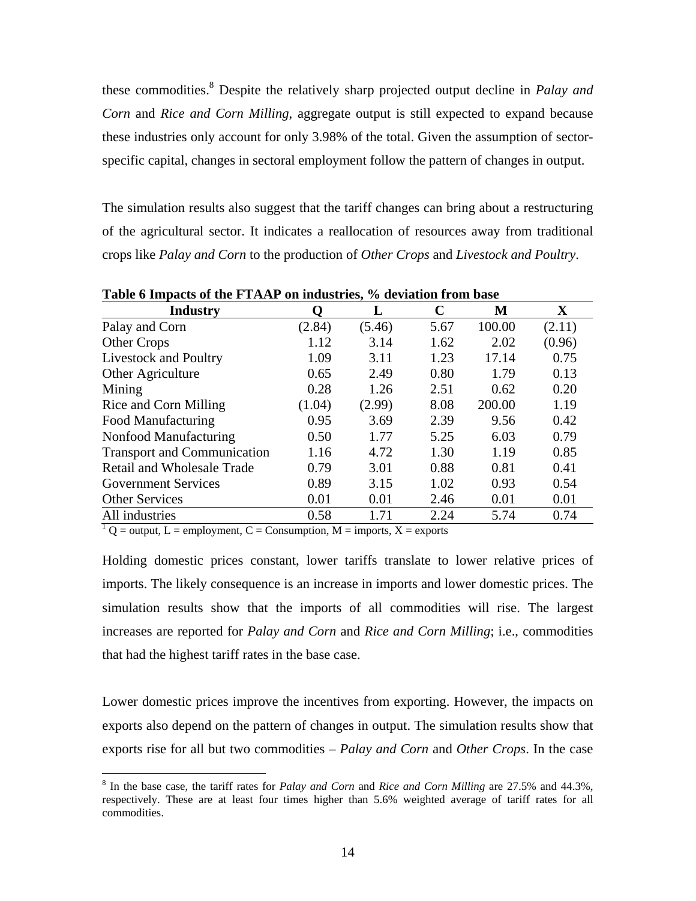these commodities.[8] Despite the relatively sharp projected output decline in *Palay and Corn* and *Rice and Corn Milling,* aggregate output is still expected to expand because these industries only account for only 3.98% of the total. Given the assumption of sector-specific capital, changes in sectoral employment follow the pattern of changes in output.

The simulation results also suggest that the tariff changes can bring about a restructuring of the agricultural sector. It indicates a reallocation of resources away from traditional crops like *Palay and Corn* to the production of *Other Crops* and *Livestock and Poultry*.

**Table 6 Impacts of the FTAAP on industries, % deviation from base**

| Industry | Q | L | C | M | X |
|---|---|---|---|---|---|
| Palay and Corn | (2.84) | (5.46) | 5.67 | 100.00 | (2.11) |
| Other Crops | 1.12 | 3.14 | 1.62 | 2.02 | (0.96) |
| Livestock and Poultry | 1.09 | 3.11 | 1.23 | 17.14 | 0.75 |
| Other Agriculture | 0.65 | 2.49 | 0.80 | 1.79 | 0.13 |
| Mining | 0.28 | 1.26 | 2.51 | 0.62 | 0.20 |
| Rice and Corn Milling | (1.04) | (2.99) | 8.08 | 200.00 | 1.19 |
| Food Manufacturing | 0.95 | 3.69 | 2.39 | 9.56 | 0.42 |
| Nonfood Manufacturing | 0.50 | 1.77 | 5.25 | 6.03 | 0.79 |
| Transport and Communication | 1.16 | 4.72 | 1.30 | 1.19 | 0.85 |
| Retail and Wholesale Trade | 0.79 | 3.01 | 0.88 | 0.81 | 0.41 |
| Government Services | 0.89 | 3.15 | 1.02 | 0.93 | 0.54 |
| Other Services | 0.01 | 0.01 | 2.46 | 0.01 | 0.01 |
| All industries | 0.58 | 1.71 | 2.24 | 5.74 | 0.74 |

[1] Q = output, L = employment, C = Consumption, M = imports, X = exports

Holding domestic prices constant, lower tariffs translate to lower relative prices of imports. The likely consequence is an increase in imports and lower domestic prices. The simulation results show that the imports of all commodities will rise. The largest increases are reported for *Palay and Corn* and *Rice and Corn Milling*; i.e., commodities that had the highest tariff rates in the base case.

Lower domestic prices improve the incentives from exporting. However, the impacts on exports also depend on the pattern of changes in output. The simulation results show that exports rise for all but two commodities – *Palay and Corn* and *Other Crops*. In the case

[8] In the base case, the tariff rates for *Palay and Corn* and *Rice and Corn Milling* are 27.5% and 44.3%, respectively. These are at least four times higher than 5.6% weighted average of tariff rates for all commodities.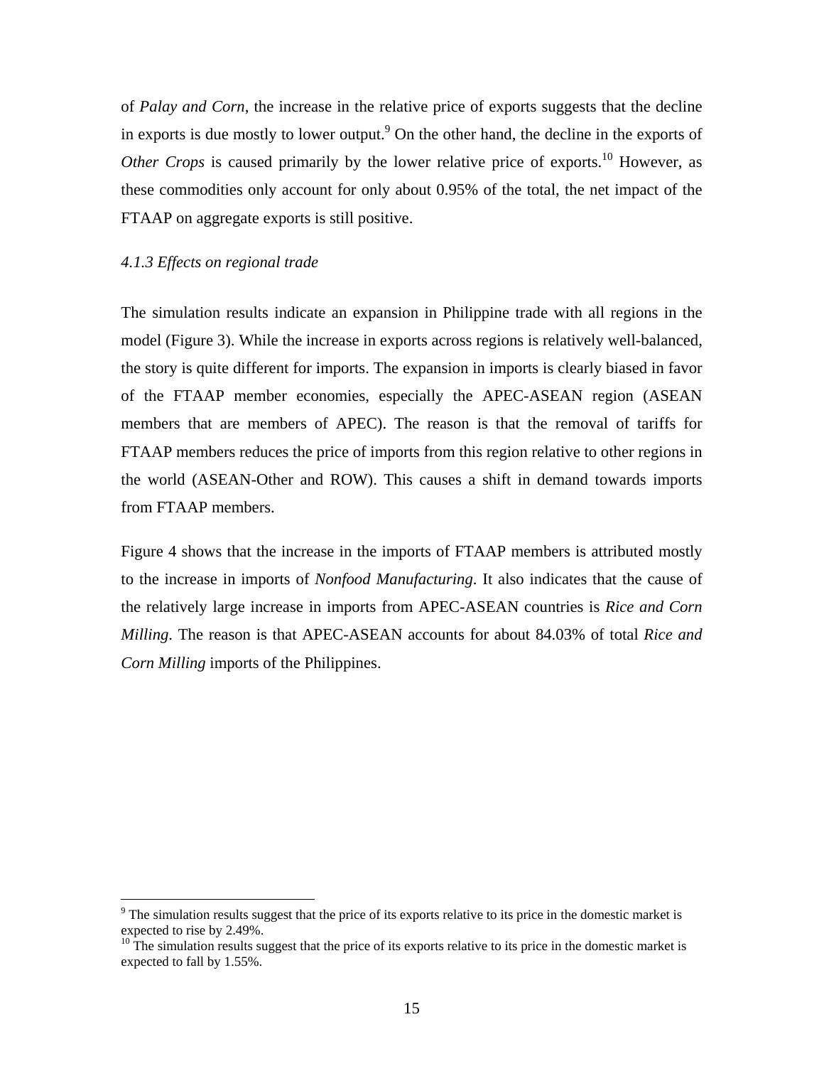of *Palay and Corn*, the increase in the relative price of exports suggests that the decline in exports is due mostly to lower output.[9] On the other hand, the decline in the exports of *Other Crops* is caused primarily by the lower relative price of exports.[10] However, as these commodities only account for only about 0.95% of the total, the net impact of the FTAAP on aggregate exports is still positive.

### *4.1.3 Effects on regional trade*

The simulation results indicate an expansion in Philippine trade with all regions in the model (Figure 3). While the increase in exports across regions is relatively well-balanced, the story is quite different for imports. The expansion in imports is clearly biased in favor of the FTAAP member economies, especially the APEC-ASEAN region (ASEAN members that are members of APEC). The reason is that the removal of tariffs for FTAAP members reduces the price of imports from this region relative to other regions in the world (ASEAN-Other and ROW). This causes a shift in demand towards imports from FTAAP members.

Figure 4 shows that the increase in the imports of FTAAP members is attributed mostly to the increase in imports of *Nonfood Manufacturing*. It also indicates that the cause of the relatively large increase in imports from APEC-ASEAN countries is *Rice and Corn Milling*. The reason is that APEC-ASEAN accounts for about 84.03% of total *Rice and Corn Milling* imports of the Philippines.

---

[9] The simulation results suggest that the price of its exports relative to its price in the domestic market is expected to rise by 2.49%.

[10] The simulation results suggest that the price of its exports relative to its price in the domestic market is expected to fall by 1.55%.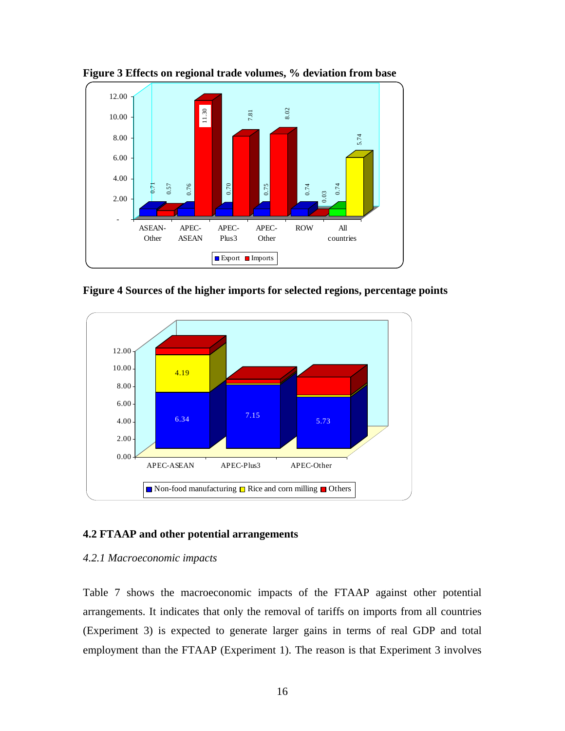**Figure 3 Effects on regional trade volumes, % deviation from base**

**Figure 4 Sources of the higher imports for selected regions, percentage points**

### 4.2 FTAAP and other potential arrangements

#### *4.2.1 Macroeconomic impacts*

Table 7 shows the macroeconomic impacts of the FTAAP against other potential arrangements. It indicates that only the removal of tariffs on imports from all countries (Experiment 3) is expected to generate larger gains in terms of real GDP and total employment than the FTAAP (Experiment 1). The reason is that Experiment 3 involves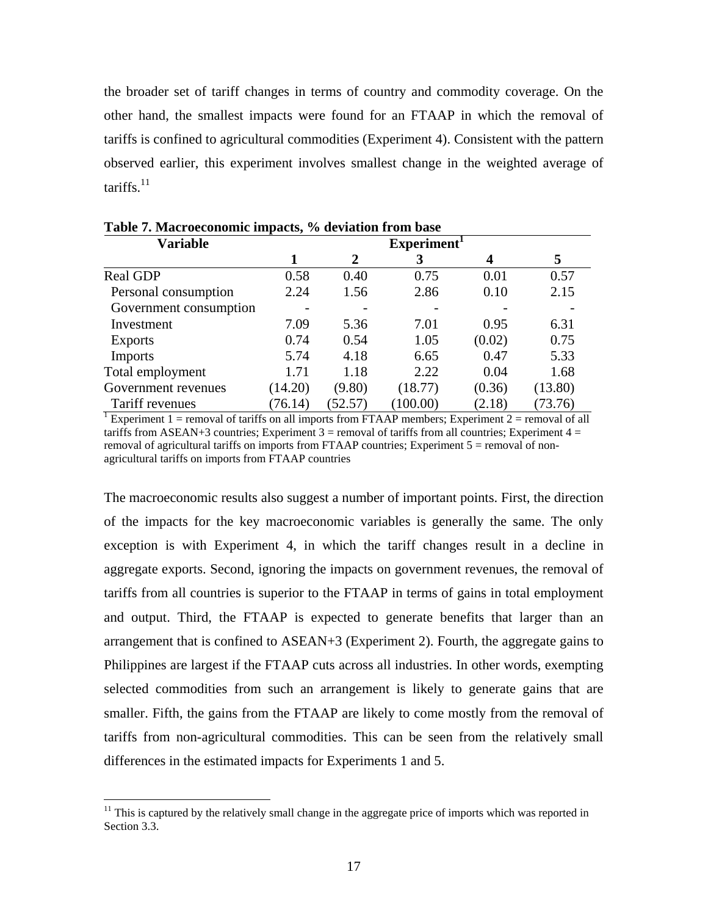the broader set of tariff changes in terms of country and commodity coverage. On the other hand, the smallest impacts were found for an FTAAP in which the removal of tariffs is confined to agricultural commodities (Experiment 4). Consistent with the pattern observed earlier, this experiment involves smallest change in the weighted average of tariffs.[11]

**Table 7. Macroeconomic impacts, % deviation from base**

| Variable | Experiment[1] | | | | |
|---|---|---|---|---|---|
| | 1 | 2 | 3 | 4 | 5 |
| Real GDP | 0.58 | 0.40 | 0.75 | 0.01 | 0.57 |
| Personal consumption | 2.24 | 1.56 | 2.86 | 0.10 | 2.15 |
| Government consumption | - | - | - | - | - |
| Investment | 7.09 | 5.36 | 7.01 | 0.95 | 6.31 |
| Exports | 0.74 | 0.54 | 1.05 | (0.02) | 0.75 |
| Imports | 5.74 | 4.18 | 6.65 | 0.47 | 5.33 |
| Total employment | 1.71 | 1.18 | 2.22 | 0.04 | 1.68 |
| Government revenues | (14.20) | (9.80) | (18.77) | (0.36) | (13.80) |
| Tariff revenues | (76.14) | (52.57) | (100.00) | (2.18) | (73.76) |

[1] Experiment 1 = removal of tariffs on all imports from FTAAP members; Experiment 2 = removal of all tariffs from ASEAN+3 countries; Experiment 3 = removal of tariffs from all countries; Experiment 4 = removal of agricultural tariffs on imports from FTAAP countries; Experiment 5 = removal of non-agricultural tariffs on imports from FTAAP countries

The macroeconomic results also suggest a number of important points. First, the direction of the impacts for the key macroeconomic variables is generally the same. The only exception is with Experiment 4, in which the tariff changes result in a decline in aggregate exports. Second, ignoring the impacts on government revenues, the removal of tariffs from all countries is superior to the FTAAP in terms of gains in total employment and output. Third, the FTAAP is expected to generate benefits that larger than an arrangement that is confined to ASEAN+3 (Experiment 2). Fourth, the aggregate gains to Philippines are largest if the FTAAP cuts across all industries. In other words, exempting selected commodities from such an arrangement is likely to generate gains that are smaller. Fifth, the gains from the FTAAP are likely to come mostly from the removal of tariffs from non-agricultural commodities. This can be seen from the relatively small differences in the estimated impacts for Experiments 1 and 5.

[11] This is captured by the relatively small change in the aggregate price of imports which was reported in Section 3.3.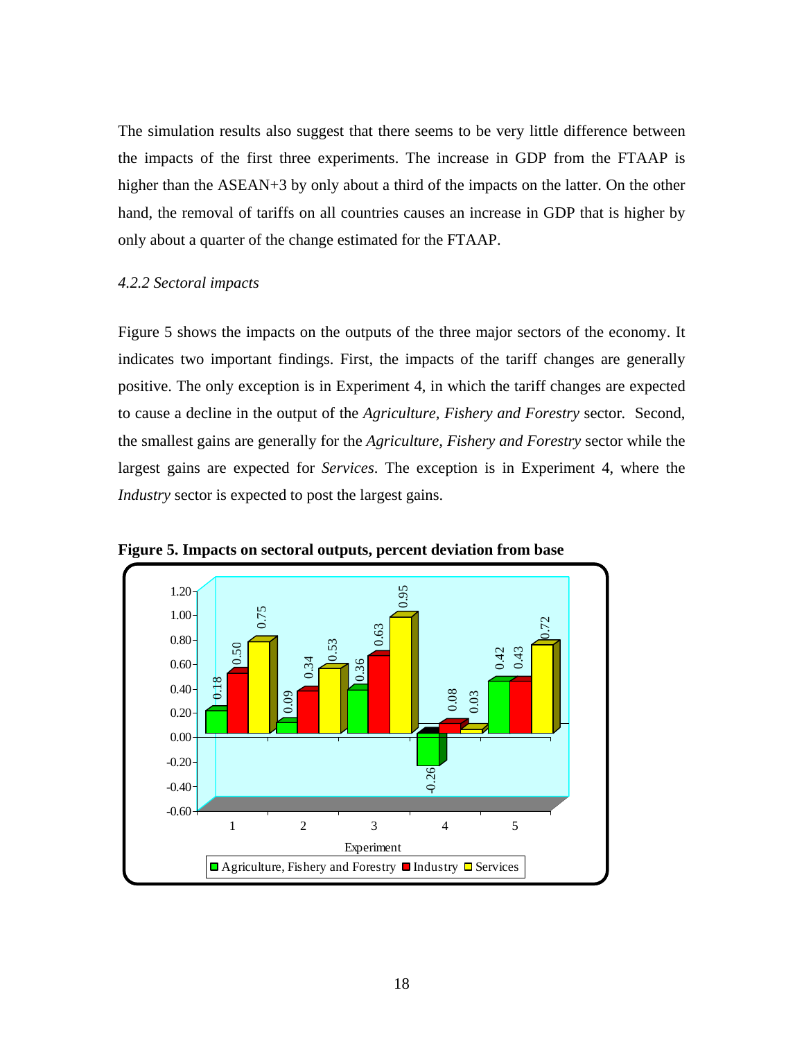The simulation results also suggest that there seems to be very little difference between the impacts of the first three experiments. The increase in GDP from the FTAAP is higher than the ASEAN+3 by only about a third of the impacts on the latter. On the other hand, the removal of tariffs on all countries causes an increase in GDP that is higher by only about a quarter of the change estimated for the FTAAP.

*4.2.2 Sectoral impacts*

Figure 5 shows the impacts on the outputs of the three major sectors of the economy. It indicates two important findings. First, the impacts of the tariff changes are generally positive. The only exception is in Experiment 4, in which the tariff changes are expected to cause a decline in the output of the *Agriculture, Fishery and Forestry* sector. Second, the smallest gains are generally for the *Agriculture, Fishery and Forestry* sector while the largest gains are expected for *Services*. The exception is in Experiment 4, where the *Industry* sector is expected to post the largest gains.

**Figure 5. Impacts on sectoral outputs, percent deviation from base**

| Experiment | Agriculture, Fishery and Forestry | Industry | Services |
|---|---|---|---|
| 1 | 0.18 | 0.50 | 0.75 |
| 2 | 0.09 | 0.34 | 0.53 |
| 3 | 0.36 | 0.63 | 0.95 |
| 4 | -0.26 | 0.08 | 0.03 |
| 5 | 0.42 | 0.43 | 0.72 |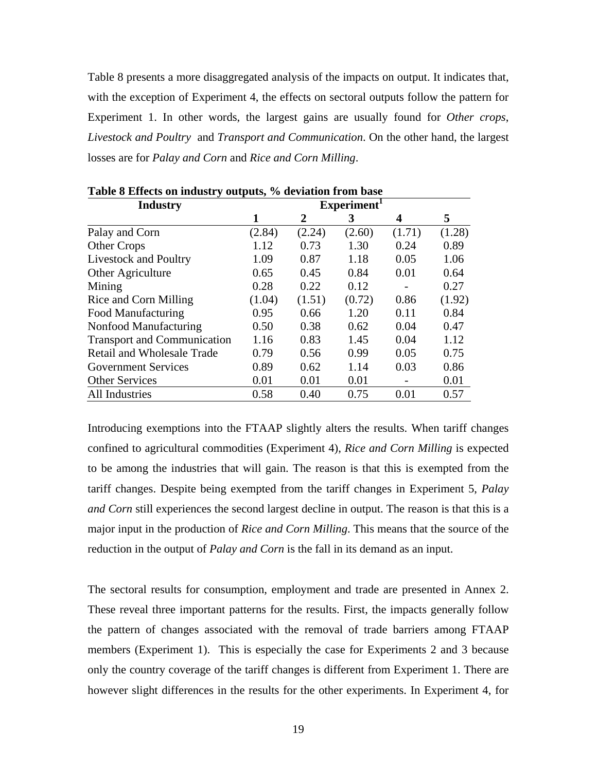Table 8 presents a more disaggregated analysis of the impacts on output. It indicates that, with the exception of Experiment 4, the effects on sectoral outputs follow the pattern for Experiment 1. In other words, the largest gains are usually found for *Other crops*, *Livestock and Poultry* and *Transport and Communication*. On the other hand, the largest losses are for *Palay and Corn* and *Rice and Corn Milling*.

**Table 8 Effects on industry outputs, % deviation from base**

| Industry | Experiment[1] | | | | |
|---|---|---|---|---|---|
| | 1 | 2 | 3 | 4 | 5 |
| Palay and Corn | (2.84) | (2.24) | (2.60) | (1.71) | (1.28) |
| Other Crops | 1.12 | 0.73 | 1.30 | 0.24 | 0.89 |
| Livestock and Poultry | 1.09 | 0.87 | 1.18 | 0.05 | 1.06 |
| Other Agriculture | 0.65 | 0.45 | 0.84 | 0.01 | 0.64 |
| Mining | 0.28 | 0.22 | 0.12 | - | 0.27 |
| Rice and Corn Milling | (1.04) | (1.51) | (0.72) | 0.86 | (1.92) |
| Food Manufacturing | 0.95 | 0.66 | 1.20 | 0.11 | 0.84 |
| Nonfood Manufacturing | 0.50 | 0.38 | 0.62 | 0.04 | 0.47 |
| Transport and Communication | 1.16 | 0.83 | 1.45 | 0.04 | 1.12 |
| Retail and Wholesale Trade | 0.79 | 0.56 | 0.99 | 0.05 | 0.75 |
| Government Services | 0.89 | 0.62 | 1.14 | 0.03 | 0.86 |
| Other Services | 0.01 | 0.01 | 0.01 | - | 0.01 |
| All Industries | 0.58 | 0.40 | 0.75 | 0.01 | 0.57 |

Introducing exemptions into the FTAAP slightly alters the results. When tariff changes confined to agricultural commodities (Experiment 4), *Rice and Corn Milling* is expected to be among the industries that will gain. The reason is that this is exempted from the tariff changes. Despite being exempted from the tariff changes in Experiment 5, *Palay and Corn* still experiences the second largest decline in output. The reason is that this is a major input in the production of *Rice and Corn Milling*. This means that the source of the reduction in the output of *Palay and Corn* is the fall in its demand as an input.

The sectoral results for consumption, employment and trade are presented in Annex 2. These reveal three important patterns for the results. First, the impacts generally follow the pattern of changes associated with the removal of trade barriers among FTAAP members (Experiment 1). This is especially the case for Experiments 2 and 3 because only the country coverage of the tariff changes is different from Experiment 1. There are however slight differences in the results for the other experiments. In Experiment 4, for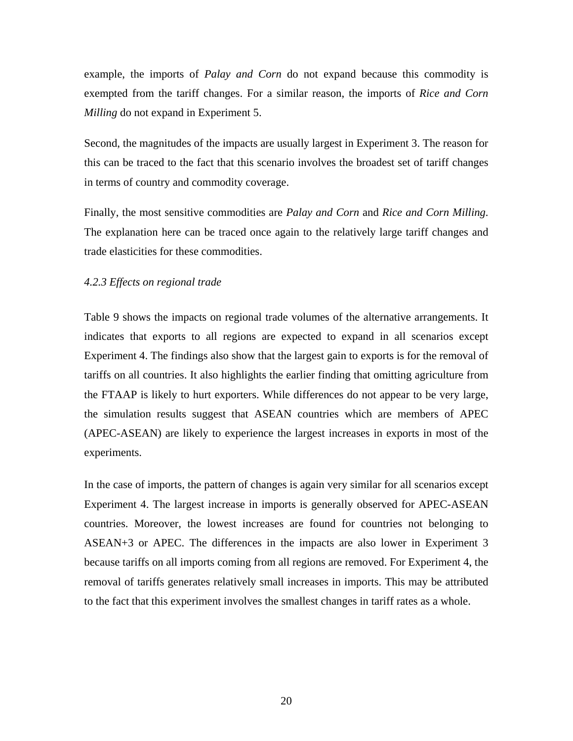example, the imports of *Palay and Corn* do not expand because this commodity is exempted from the tariff changes. For a similar reason, the imports of *Rice and Corn Milling* do not expand in Experiment 5.

Second, the magnitudes of the impacts are usually largest in Experiment 3. The reason for this can be traced to the fact that this scenario involves the broadest set of tariff changes in terms of country and commodity coverage.

Finally, the most sensitive commodities are *Palay and Corn* and *Rice and Corn Milling*. The explanation here can be traced once again to the relatively large tariff changes and trade elasticities for these commodities.

### *4.2.3 Effects on regional trade*

Table 9 shows the impacts on regional trade volumes of the alternative arrangements. It indicates that exports to all regions are expected to expand in all scenarios except Experiment 4. The findings also show that the largest gain to exports is for the removal of tariffs on all countries. It also highlights the earlier finding that omitting agriculture from the FTAAP is likely to hurt exporters. While differences do not appear to be very large, the simulation results suggest that ASEAN countries which are members of APEC (APEC-ASEAN) are likely to experience the largest increases in exports in most of the experiments.

In the case of imports, the pattern of changes is again very similar for all scenarios except Experiment 4. The largest increase in imports is generally observed for APEC-ASEAN countries. Moreover, the lowest increases are found for countries not belonging to ASEAN+3 or APEC. The differences in the impacts are also lower in Experiment 3 because tariffs on all imports coming from all regions are removed. For Experiment 4, the removal of tariffs generates relatively small increases in imports. This may be attributed to the fact that this experiment involves the smallest changes in tariff rates as a whole.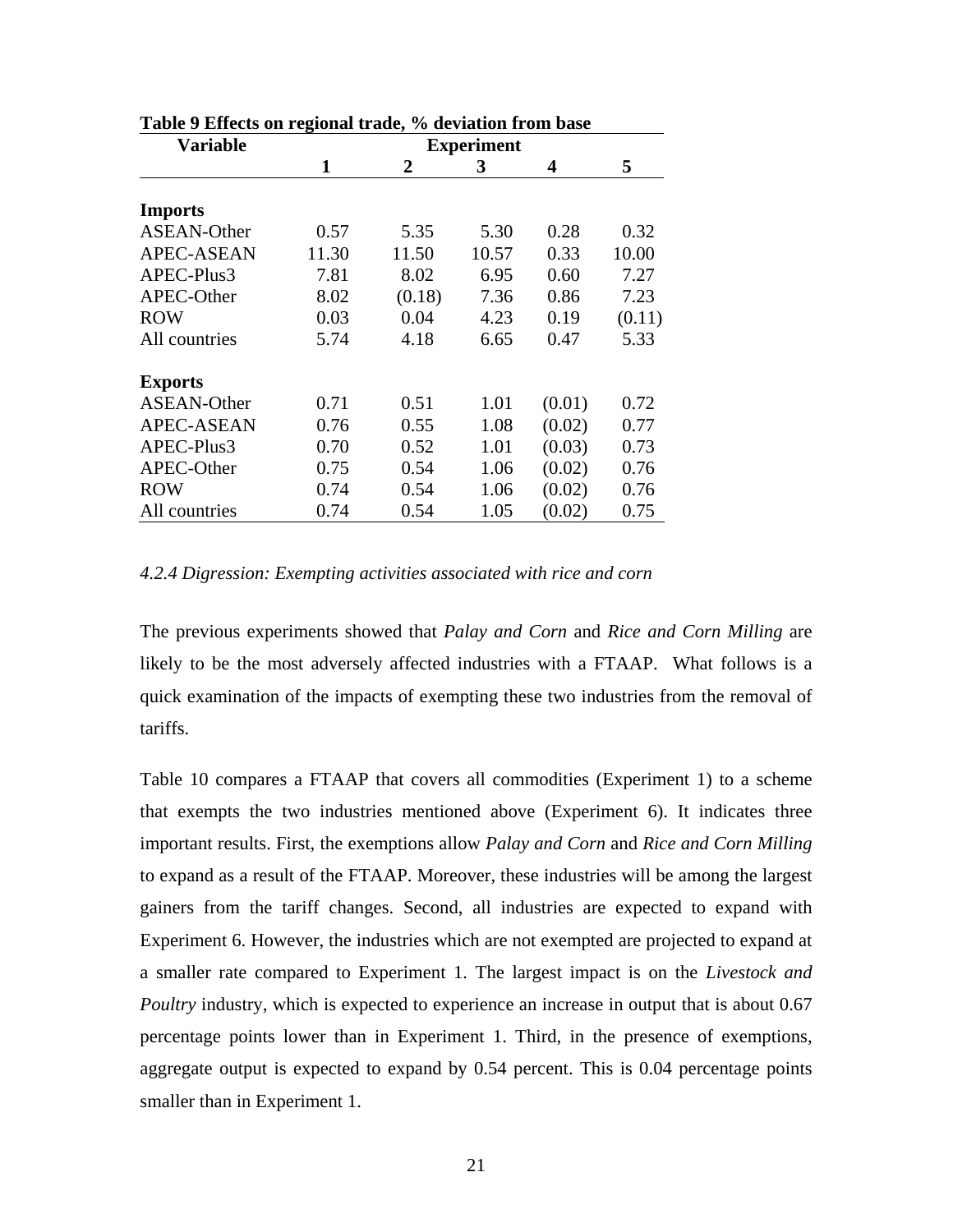**Table 9 Effects on regional trade, % deviation from base**

| Variable | Experiment | | | | |
|---|---|---|---|---|---|
| | **1** | **2** | **3** | **4** | **5** |
| **Imports** | | | | | |
| ASEAN-Other | 0.57 | 5.35 | 5.30 | 0.28 | 0.32 |
| APEC-ASEAN | 11.30 | 11.50 | 10.57 | 0.33 | 10.00 |
| APEC-Plus3 | 7.81 | 8.02 | 6.95 | 0.60 | 7.27 |
| APEC-Other | 8.02 | (0.18) | 7.36 | 0.86 | 7.23 |
| ROW | 0.03 | 0.04 | 4.23 | 0.19 | (0.11) |
| All countries | 5.74 | 4.18 | 6.65 | 0.47 | 5.33 |
| **Exports** | | | | | |
| ASEAN-Other | 0.71 | 0.51 | 1.01 | (0.01) | 0.72 |
| APEC-ASEAN | 0.76 | 0.55 | 1.08 | (0.02) | 0.77 |
| APEC-Plus3 | 0.70 | 0.52 | 1.01 | (0.03) | 0.73 |
| APEC-Other | 0.75 | 0.54 | 1.06 | (0.02) | 0.76 |
| ROW | 0.74 | 0.54 | 1.06 | (0.02) | 0.76 |
| All countries | 0.74 | 0.54 | 1.05 | (0.02) | 0.75 |

#### *4.2.4 Digression: Exempting activities associated with rice and corn*

The previous experiments showed that *Palay and Corn* and *Rice and Corn Milling* are likely to be the most adversely affected industries with a FTAAP. What follows is a quick examination of the impacts of exempting these two industries from the removal of tariffs.

Table 10 compares a FTAAP that covers all commodities (Experiment 1) to a scheme that exempts the two industries mentioned above (Experiment 6). It indicates three important results. First, the exemptions allow *Palay and Corn* and *Rice and Corn Milling* to expand as a result of the FTAAP. Moreover, these industries will be among the largest gainers from the tariff changes. Second, all industries are expected to expand with Experiment 6. However, the industries which are not exempted are projected to expand at a smaller rate compared to Experiment 1. The largest impact is on the *Livestock and Poultry* industry, which is expected to experience an increase in output that is about 0.67 percentage points lower than in Experiment 1. Third, in the presence of exemptions, aggregate output is expected to expand by 0.54 percent. This is 0.04 percentage points smaller than in Experiment 1.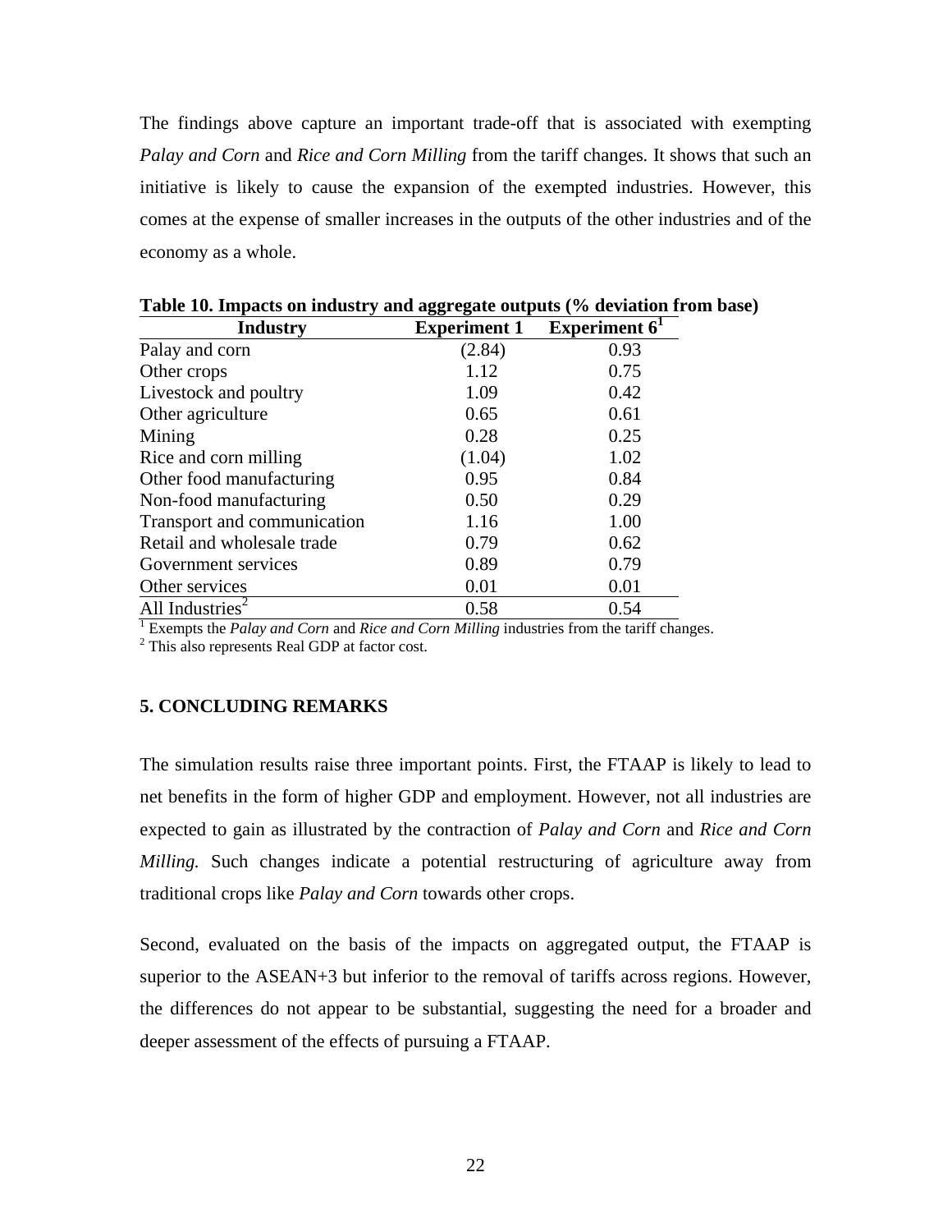The findings above capture an important trade-off that is associated with exempting *Palay and Corn* and *Rice and Corn Milling* from the tariff changes. It shows that such an initiative is likely to cause the expansion of the exempted industries. However, this comes at the expense of smaller increases in the outputs of the other industries and of the economy as a whole.

**Table 10. Impacts on industry and aggregate outputs (% deviation from base)**

| Industry | Experiment 1 | Experiment 6[1] |
|---|---|---|
| Palay and corn | (2.84) | 0.93 |
| Other crops | 1.12 | 0.75 |
| Livestock and poultry | 1.09 | 0.42 |
| Other agriculture | 0.65 | 0.61 |
| Mining | 0.28 | 0.25 |
| Rice and corn milling | (1.04) | 1.02 |
| Other food manufacturing | 0.95 | 0.84 |
| Non-food manufacturing | 0.50 | 0.29 |
| Transport and communication | 1.16 | 1.00 |
| Retail and wholesale trade | 0.79 | 0.62 |
| Government services | 0.89 | 0.79 |
| Other services | 0.01 | 0.01 |
| All Industries[2] | 0.58 | 0.54 |

[1] Exempts the *Palay and Corn* and *Rice and Corn Milling* industries from the tariff changes.
[2] This also represents Real GDP at factor cost.

## 5. CONCLUDING REMARKS

The simulation results raise three important points. First, the FTAAP is likely to lead to net benefits in the form of higher GDP and employment. However, not all industries are expected to gain as illustrated by the contraction of *Palay and Corn* and *Rice and Corn Milling.* Such changes indicate a potential restructuring of agriculture away from traditional crops like *Palay and Corn* towards other crops.

Second, evaluated on the basis of the impacts on aggregated output, the FTAAP is superior to the ASEAN+3 but inferior to the removal of tariffs across regions. However, the differences do not appear to be substantial, suggesting the need for a broader and deeper assessment of the effects of pursuing a FTAAP.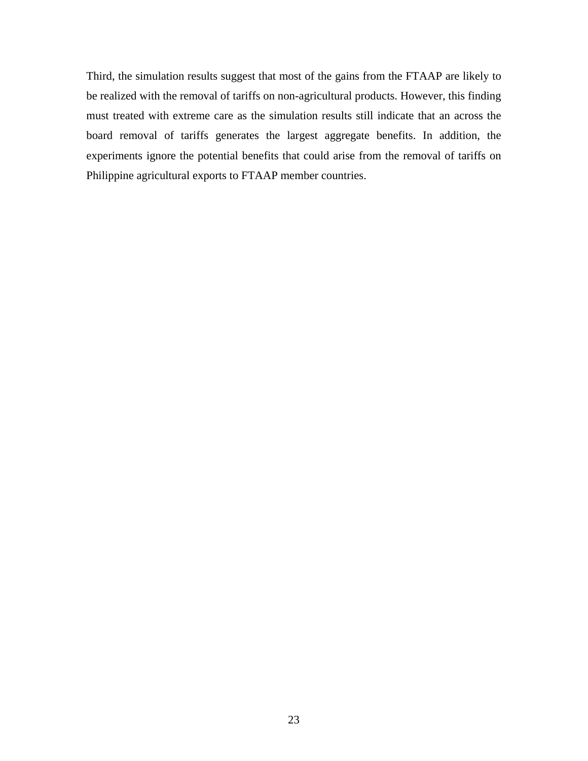Third, the simulation results suggest that most of the gains from the FTAAP are likely to be realized with the removal of tariffs on non-agricultural products. However, this finding must treated with extreme care as the simulation results still indicate that an across the board removal of tariffs generates the largest aggregate benefits. In addition, the experiments ignore the potential benefits that could arise from the removal of tariffs on Philippine agricultural exports to FTAAP member countries.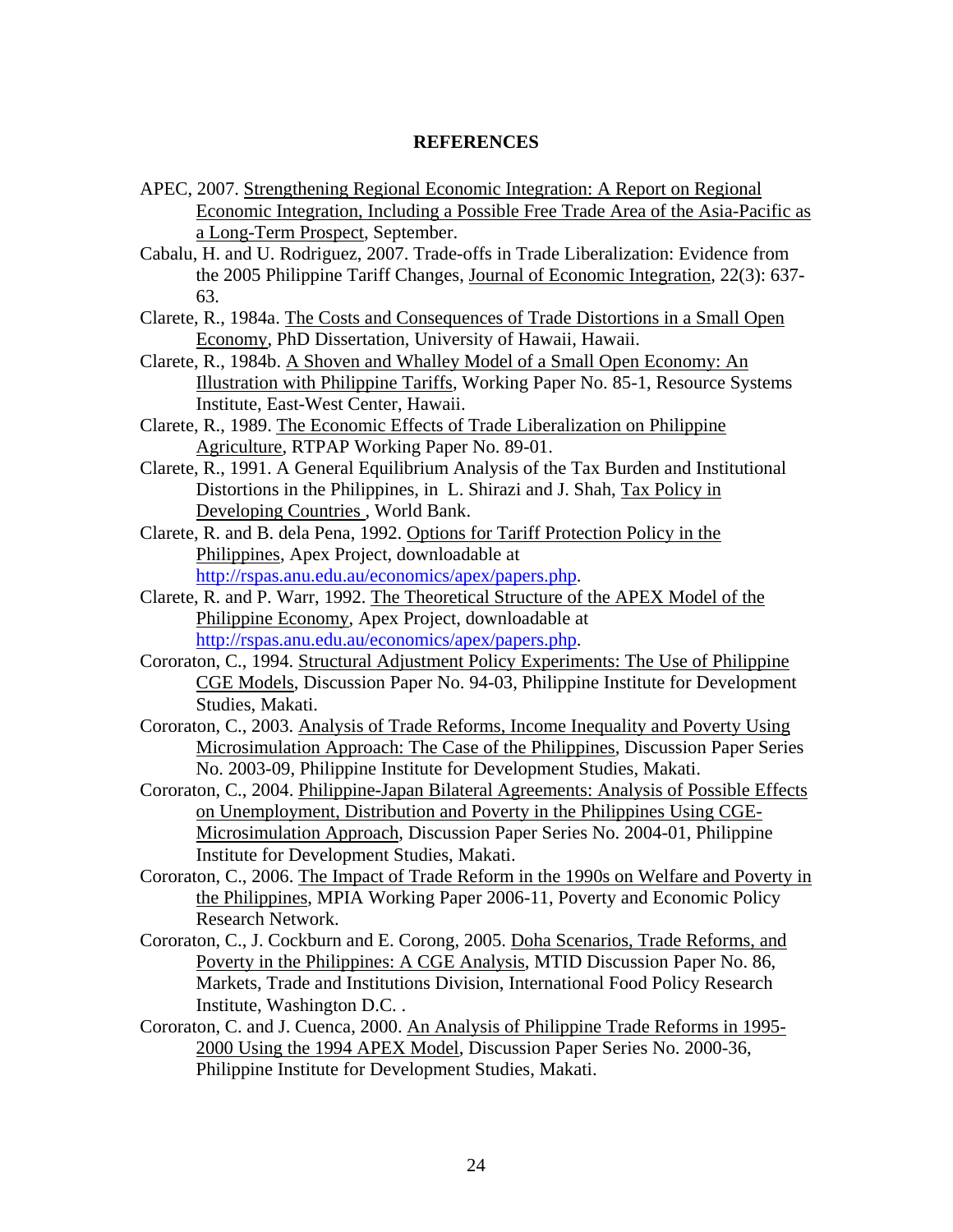## REFERENCES

APEC, 2007. Strengthening Regional Economic Integration: A Report on Regional Economic Integration, Including a Possible Free Trade Area of the Asia-Pacific as a Long-Term Prospect, September.

Cabalu, H. and U. Rodriguez, 2007. Trade-offs in Trade Liberalization: Evidence from the 2005 Philippine Tariff Changes, Journal of Economic Integration, 22(3): 637-63.

Clarete, R., 1984a. The Costs and Consequences of Trade Distortions in a Small Open Economy, PhD Dissertation, University of Hawaii, Hawaii.

Clarete, R., 1984b. A Shoven and Whalley Model of a Small Open Economy: An Illustration with Philippine Tariffs, Working Paper No. 85-1, Resource Systems Institute, East-West Center, Hawaii.

Clarete, R., 1989. The Economic Effects of Trade Liberalization on Philippine Agriculture, RTPAP Working Paper No. 89-01.

Clarete, R., 1991. A General Equilibrium Analysis of the Tax Burden and Institutional Distortions in the Philippines, in L. Shirazi and J. Shah, Tax Policy in Developing Countries , World Bank.

Clarete, R. and B. dela Pena, 1992. Options for Tariff Protection Policy in the Philippines, Apex Project, downloadable at http://rspas.anu.edu.au/economics/apex/papers.php.

Clarete, R. and P. Warr, 1992. The Theoretical Structure of the APEX Model of the Philippine Economy, Apex Project, downloadable at http://rspas.anu.edu.au/economics/apex/papers.php.

Cororaton, C., 1994. Structural Adjustment Policy Experiments: The Use of Philippine CGE Models, Discussion Paper No. 94-03, Philippine Institute for Development Studies, Makati.

Cororaton, C., 2003. Analysis of Trade Reforms, Income Inequality and Poverty Using Microsimulation Approach: The Case of the Philippines, Discussion Paper Series No. 2003-09, Philippine Institute for Development Studies, Makati.

Cororaton, C., 2004. Philippine-Japan Bilateral Agreements: Analysis of Possible Effects on Unemployment, Distribution and Poverty in the Philippines Using CGE-Microsimulation Approach, Discussion Paper Series No. 2004-01, Philippine Institute for Development Studies, Makati.

Cororaton, C., 2006. The Impact of Trade Reform in the 1990s on Welfare and Poverty in the Philippines, MPIA Working Paper 2006-11, Poverty and Economic Policy Research Network.

Cororaton, C., J. Cockburn and E. Corong, 2005. Doha Scenarios, Trade Reforms, and Poverty in the Philippines: A CGE Analysis, MTID Discussion Paper No. 86, Markets, Trade and Institutions Division, International Food Policy Research Institute, Washington D.C. .

Cororaton, C. and J. Cuenca, 2000. An Analysis of Philippine Trade Reforms in 1995-2000 Using the 1994 APEX Model, Discussion Paper Series No. 2000-36, Philippine Institute for Development Studies, Makati.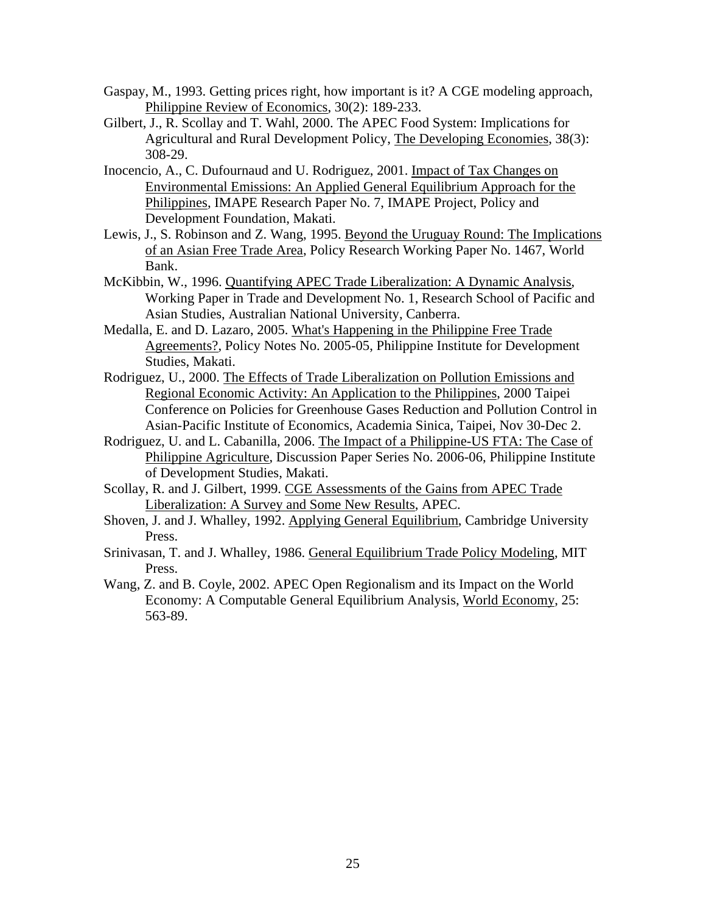Gaspay, M., 1993. Getting prices right, how important is it? A CGE modeling approach, Philippine Review of Economics, 30(2): 189-233.

Gilbert, J., R. Scollay and T. Wahl, 2000. The APEC Food System: Implications for Agricultural and Rural Development Policy, The Developing Economies, 38(3): 308-29.

Inocencio, A., C. Dufournaud and U. Rodriguez, 2001. Impact of Tax Changes on Environmental Emissions: An Applied General Equilibrium Approach for the Philippines, IMAPE Research Paper No. 7, IMAPE Project, Policy and Development Foundation, Makati.

Lewis, J., S. Robinson and Z. Wang, 1995. Beyond the Uruguay Round: The Implications of an Asian Free Trade Area, Policy Research Working Paper No. 1467, World Bank.

McKibbin, W., 1996. Quantifying APEC Trade Liberalization: A Dynamic Analysis, Working Paper in Trade and Development No. 1, Research School of Pacific and Asian Studies, Australian National University, Canberra.

Medalla, E. and D. Lazaro, 2005. What's Happening in the Philippine Free Trade Agreements?, Policy Notes No. 2005-05, Philippine Institute for Development Studies, Makati.

Rodriguez, U., 2000. The Effects of Trade Liberalization on Pollution Emissions and Regional Economic Activity: An Application to the Philippines, 2000 Taipei Conference on Policies for Greenhouse Gases Reduction and Pollution Control in Asian-Pacific Institute of Economics, Academia Sinica, Taipei, Nov 30-Dec 2.

Rodriguez, U. and L. Cabanilla, 2006. The Impact of a Philippine-US FTA: The Case of Philippine Agriculture, Discussion Paper Series No. 2006-06, Philippine Institute of Development Studies, Makati.

Scollay, R. and J. Gilbert, 1999. CGE Assessments of the Gains from APEC Trade Liberalization: A Survey and Some New Results, APEC.

Shoven, J. and J. Whalley, 1992. Applying General Equilibrium, Cambridge University Press.

Srinivasan, T. and J. Whalley, 1986. General Equilibrium Trade Policy Modeling, MIT Press.

Wang, Z. and B. Coyle, 2002. APEC Open Regionalism and its Impact on the World Economy: A Computable General Equilibrium Analysis, World Economy, 25: 563-89.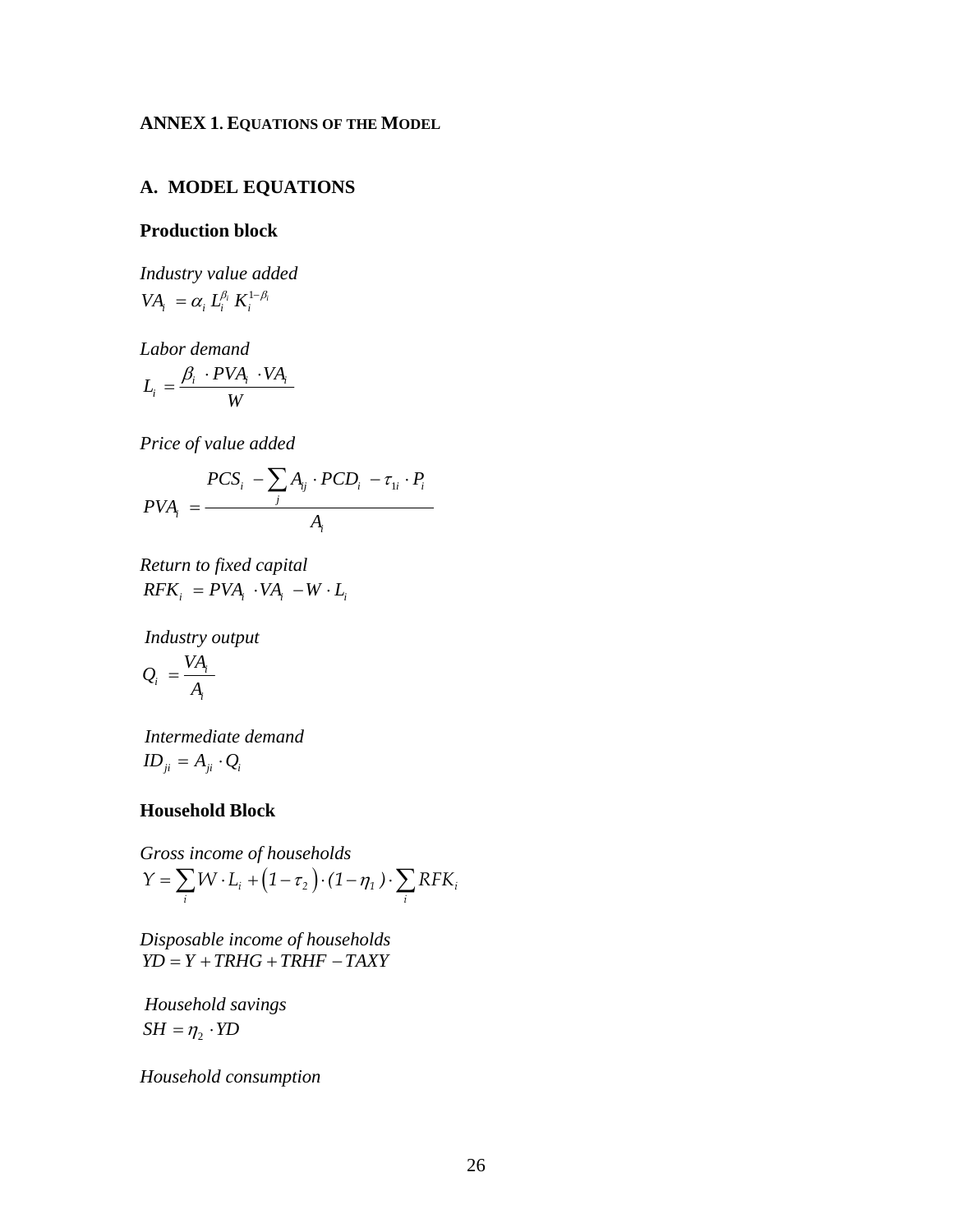**ANNEX 1. EQUATIONS OF THE MODEL**

## A. MODEL EQUATIONS

### Production block

*Industry value added*

$$VA_i = \alpha_i \, L_i^{\beta_i} \, K_i^{1-\beta_i}$$

*Labor demand*

$$L_i = \frac{\beta_i \cdot PVA_i \cdot VA_i}{W}$$

*Price of value added*

$$PVA_i = \frac{PCS_i - \sum_j A_{ij} \cdot PCD_i - \tau_{1i} \cdot P_i}{A_i}$$

*Return to fixed capital*

$$RFK_i = PVA_i \cdot VA_i - W \cdot L_i$$

*Industry output*

$$Q_i = \frac{VA_i}{A_i}$$

*Intermediate demand*

$$ID_{ji} = A_{ji} \cdot Q_i$$

### Household Block

*Gross income of households*

$$Y = \sum_i W \cdot L_i + \left(1-\tau_2\right) \cdot (1-\eta_1) \cdot \sum_i RFK_i$$

*Disposable income of households*

$$YD = Y + TRHG + TRHF - TAXY$$

*Household savings*

$$SH = \eta_2 \cdot YD$$

*Household consumption*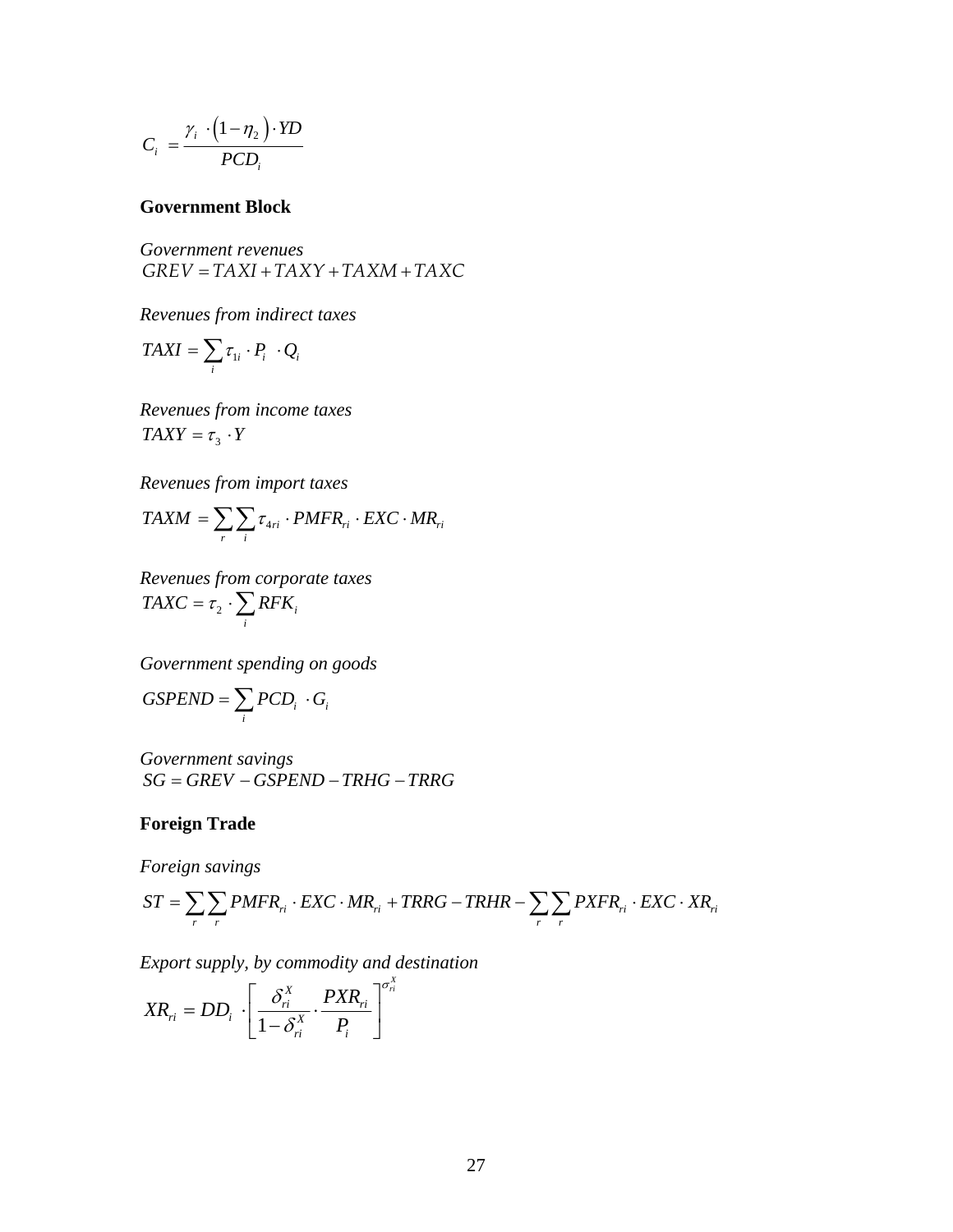$$C_i = \frac{\gamma_i \cdot \left(1-\eta_2\right) \cdot YD}{PCD_i}$$

**Government Block**

*Government revenues*

$$GREV = TAXI + TAXY + TAXM + TAXC$$

*Revenues from indirect taxes*

$$TAXI = \sum_i \tau_{1i} \cdot P_i \cdot Q_i$$

*Revenues from income taxes*

$$TAXY = \tau_3 \cdot Y$$

*Revenues from import taxes*

$$TAXM = \sum_r \sum_i \tau_{4ri} \cdot PMFR_{ri} \cdot EXC \cdot MR_{ri}$$

*Revenues from corporate taxes*

$$TAXC = \tau_2 \cdot \sum_i RFK_i$$

*Government spending on goods*

$$GSPEND = \sum_i PCD_i \cdot G_i$$

*Government savings*

$$SG = GREV - GSPEND - TRHG - TRRG$$

**Foreign Trade**

*Foreign savings*

$$ST = \sum_r \sum_r PMFR_{ri} \cdot EXC \cdot MR_{ri} + TRRG - TRHR - \sum_r \sum_r PXFR_{ri} \cdot EXC \cdot XR_{ri}$$

*Export supply, by commodity and destination*

$$XR_{ri} = DD_i \cdot \left[ \frac{\delta_{ri}^X}{1-\delta_{ri}^X} \cdot \frac{PXR_{ri}}{P_i} \right]^{\sigma_{ri}^X}$$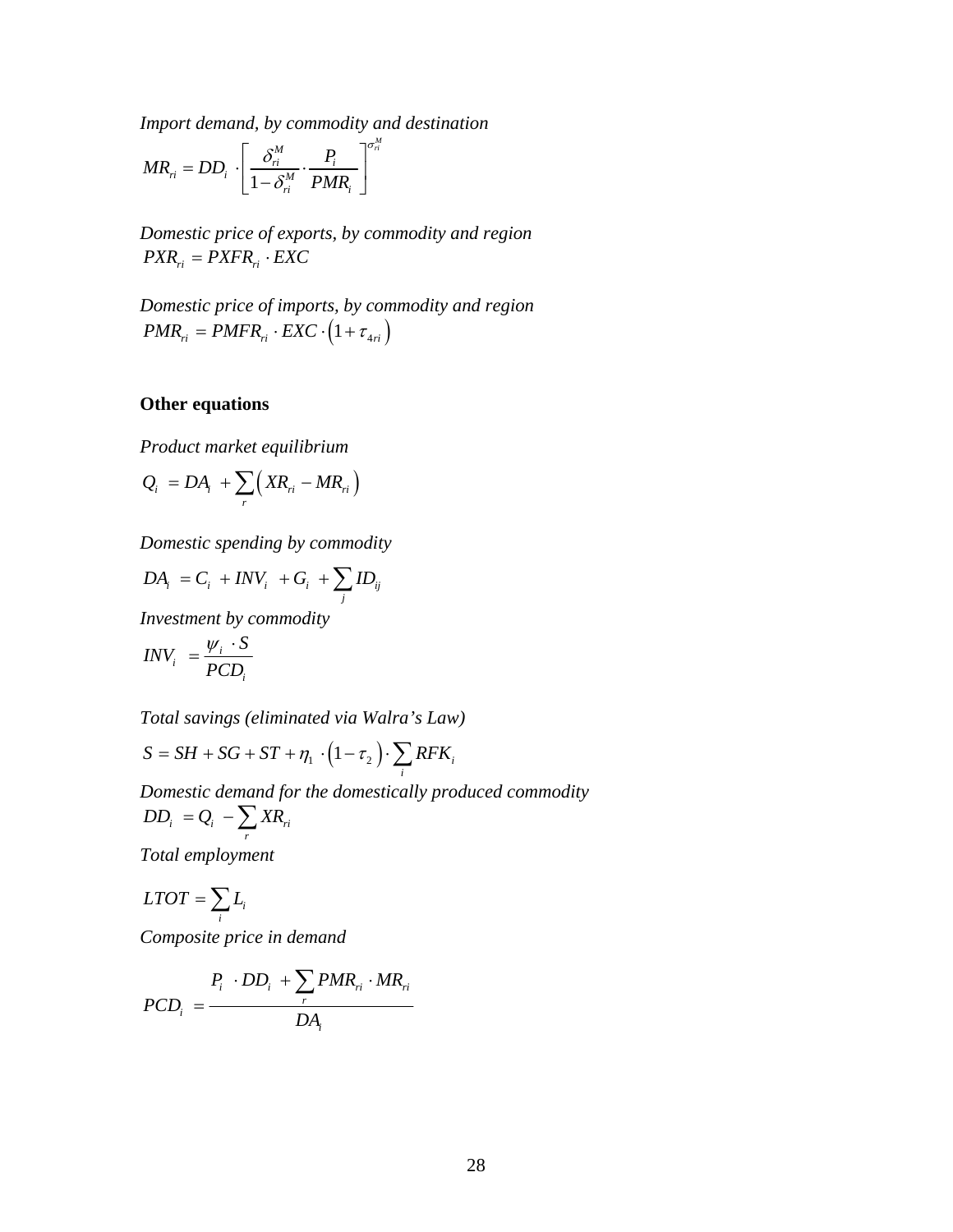*Import demand, by commodity and destination*

$$MR_{ri} = DD_i \cdot \left[ \frac{\delta_{ri}^M}{1-\delta_{ri}^M} \cdot \frac{P_i}{PMR_i} \right]^{\sigma_{ri}^M}$$

*Domestic price of exports, by commodity and region*

$$PXR_{ri} = PXFR_{ri} \cdot EXC$$

*Domestic price of imports, by commodity and region*

$$PMR_{ri} = PMFR_{ri} \cdot EXC \cdot \left(1 + \tau_{4ri}\right)$$

**Other equations**

*Product market equilibrium*

$$Q_i = DA_i + \sum_r \left( XR_{ri} - MR_{ri} \right)$$

*Domestic spending by commodity*

$$DA_i = C_i + INV_i + G_i + \sum_j ID_{ij}$$

*Investment by commodity*

$$INV_i = \frac{\psi_i \cdot S}{PCD_i}$$

*Total savings (eliminated via Walra's Law)*

$$S = SH + SG + ST + \eta_1 \cdot \left(1 - \tau_2\right) \cdot \sum_i RFK_i$$

*Domestic demand for the domestically produced commodity*

$$DD_i = Q_i - \sum_r XR_{ri}$$

*Total employment*

$$LTOT = \sum_i L_i$$

*Composite price in demand*

$$PCD_i = \frac{P_i \cdot DD_i + \sum_r PMR_{ri} \cdot MR_{ri}}{DA_i}$$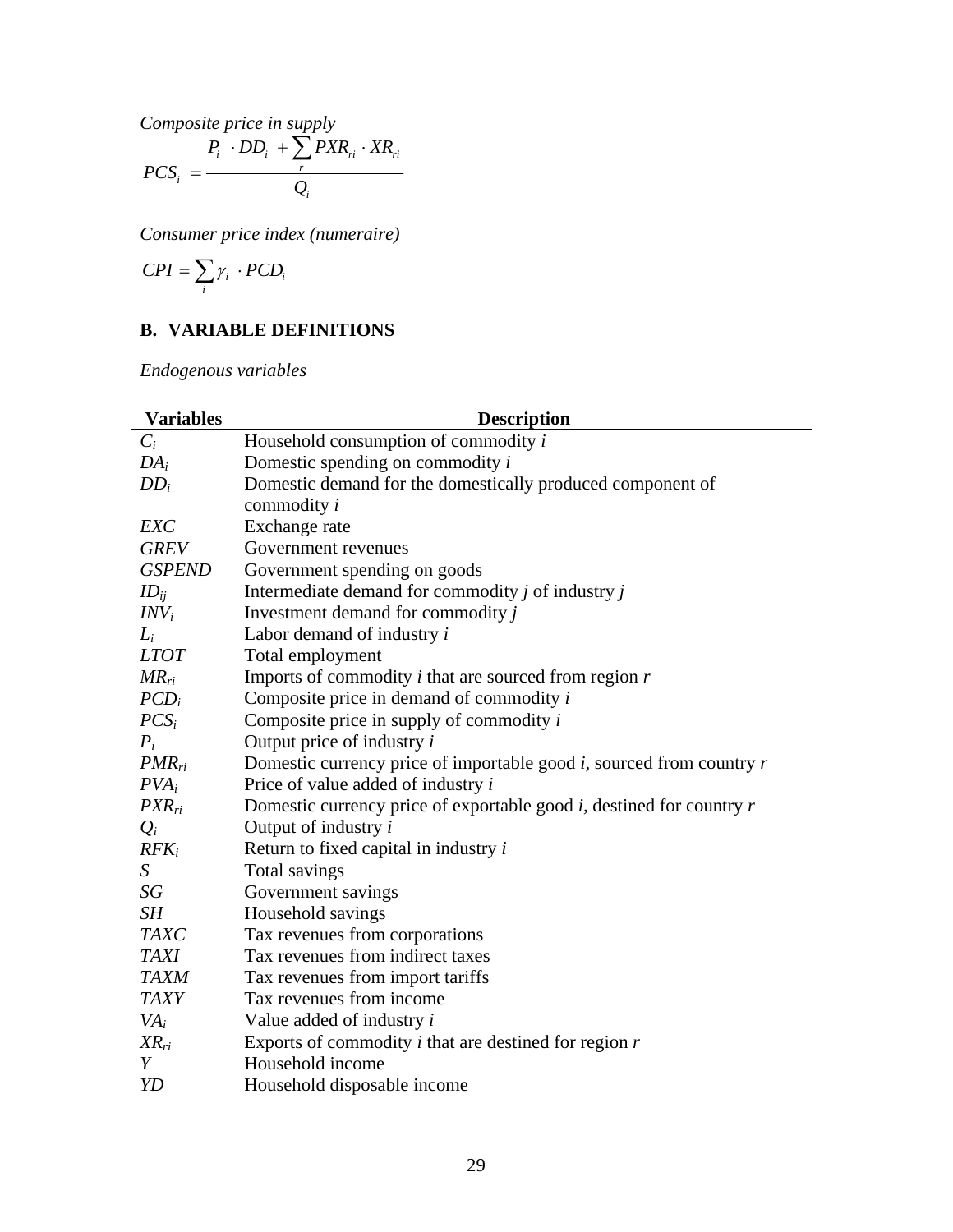*Composite price in supply*

$$PCS_i = \frac{P_i \cdot DD_i + \sum_r PXR_{ri} \cdot XR_{ri}}{Q_i}$$

*Consumer price index (numeraire)*

$$CPI = \sum_i \gamma_i \cdot PCD_i$$

## B. VARIABLE DEFINITIONS

*Endogenous variables*

| Variables | Description |
|---|---|
| $C_i$ | Household consumption of commodity *i* |
| $DA_i$ | Domestic spending on commodity *i* |
| $DD_i$ | Domestic demand for the domestically produced component of commodity *i* |
| $EXC$ | Exchange rate |
| $GREV$ | Government revenues |
| $GSPEND$ | Government spending on goods |
| $ID_{ij}$ | Intermediate demand for commodity *j* of industry *j* |
| $INV_i$ | Investment demand for commodity *j* |
| $L_i$ | Labor demand of industry *i* |
| $LTOT$ | Total employment |
| $MR_{ri}$ | Imports of commodity *i* that are sourced from region *r* |
| $PCD_i$ | Composite price in demand of commodity *i* |
| $PCS_i$ | Composite price in supply of commodity *i* |
| $P_i$ | Output price of industry *i* |
| $PMR_{ri}$ | Domestic currency price of importable good *i*, sourced from country *r* |
| $PVA_i$ | Price of value added of industry *i* |
| $PXR_{ri}$ | Domestic currency price of exportable good *i*, destined for country *r* |
| $Q_i$ | Output of industry *i* |
| $RFK_i$ | Return to fixed capital in industry *i* |
| $S$ | Total savings |
| $SG$ | Government savings |
| $SH$ | Household savings |
| $TAXC$ | Tax revenues from corporations |
| $TAXI$ | Tax revenues from indirect taxes |
| $TAXM$ | Tax revenues from import tariffs |
| $TAXY$ | Tax revenues from income |
| $VA_i$ | Value added of industry *i* |
| $XR_{ri}$ | Exports of commodity *i* that are destined for region *r* |
| $Y$ | Household income |
| $YD$ | Household disposable income |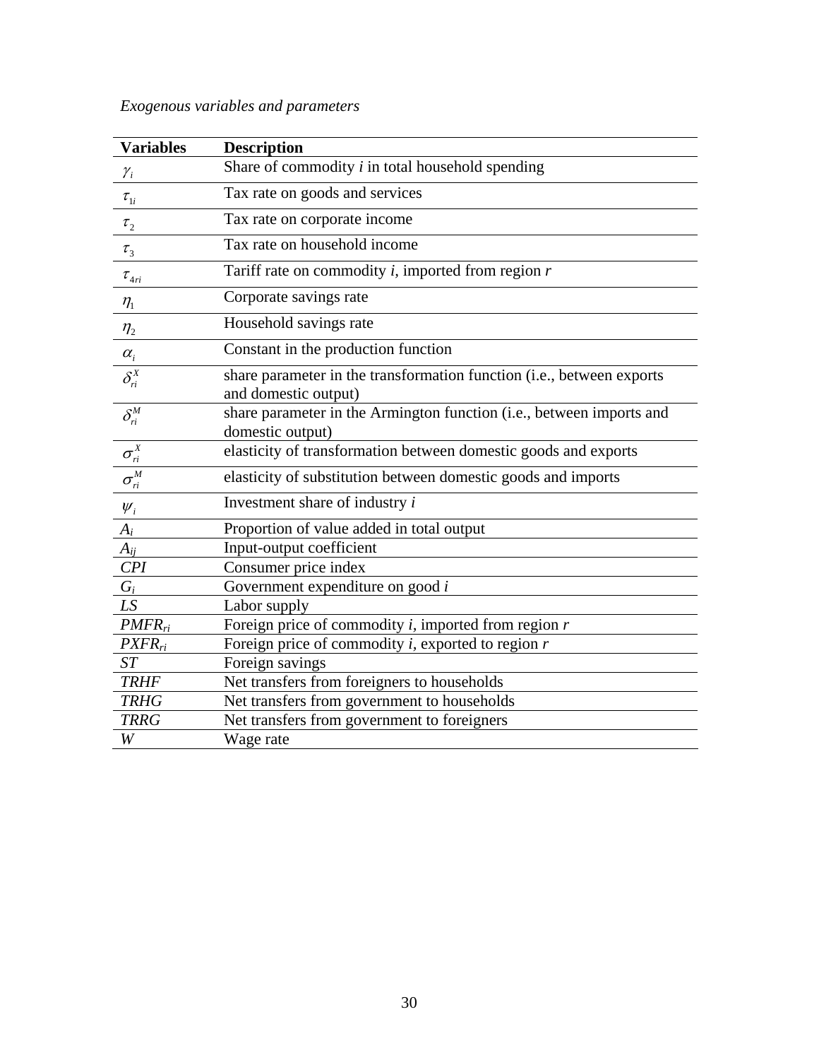*Exogenous variables and parameters*

| **Variables** | **Description** |
| --- | --- |
| $\gamma_i$ | Share of commodity *i* in total household spending |
| $\tau_{1i}$ | Tax rate on goods and services |
| $\tau_2$ | Tax rate on corporate income |
| $\tau_3$ | Tax rate on household income |
| $\tau_{4ri}$ | Tariff rate on commodity *i*, imported from region *r* |
| $\eta_1$ | Corporate savings rate |
| $\eta_2$ | Household savings rate |
| $\alpha_i$ | Constant in the production function |
| $\delta_{ri}^X$ | share parameter in the transformation function (i.e., between exports and domestic output) |
| $\delta_{ri}^M$ | share parameter in the Armington function (i.e., between imports and domestic output) |
| $\sigma_{ri}^X$ | elasticity of transformation between domestic goods and exports |
| $\sigma_{ri}^M$ | elasticity of substitution between domestic goods and imports |
| $\psi_i$ | Investment share of industry *i* |
| $A_i$ | Proportion of value added in total output |
| $A_{ij}$ | Input-output coefficient |
| $CPI$ | Consumer price index |
| $G_i$ | Government expenditure on good *i* |
| $LS$ | Labor supply |
| $PMFR_{ri}$ | Foreign price of commodity *i*, imported from region *r* |
| $PXFR_{ri}$ | Foreign price of commodity *i*, exported to region *r* |
| $ST$ | Foreign savings |
| $TRHF$ | Net transfers from foreigners to households |
| $TRHG$ | Net transfers from government to households |
| $TRRG$ | Net transfers from government to foreigners |
| $W$ | Wage rate |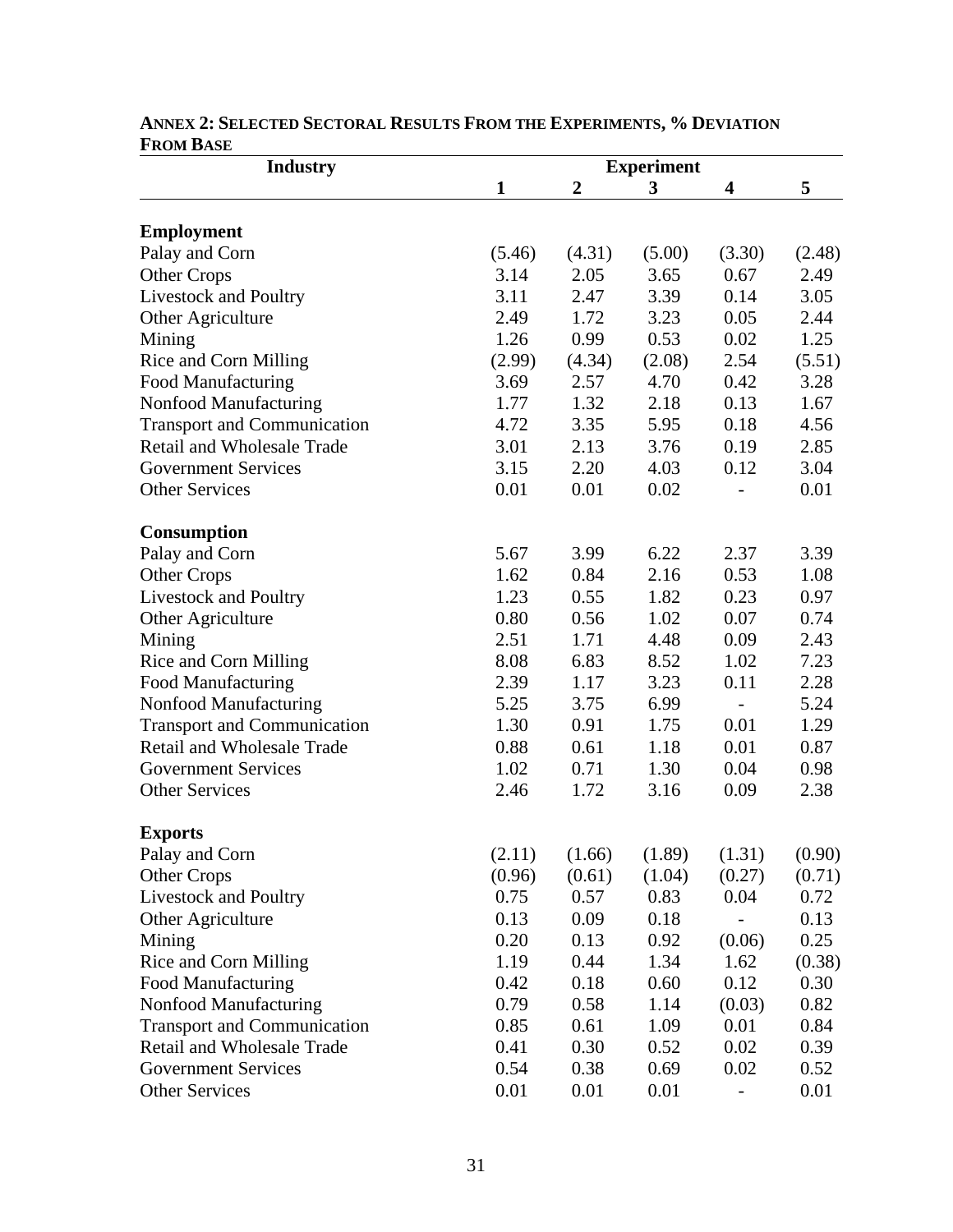**ANNEX 2: SELECTED SECTORAL RESULTS FROM THE EXPERIMENTS, % DEVIATION FROM BASE**

| Industry | Experiment | | | | |
|---|---|---|---|---|---|
| | 1 | 2 | 3 | 4 | 5 |
| **Employment** | | | | | |
| Palay and Corn | (5.46) | (4.31) | (5.00) | (3.30) | (2.48) |
| Other Crops | 3.14 | 2.05 | 3.65 | 0.67 | 2.49 |
| Livestock and Poultry | 3.11 | 2.47 | 3.39 | 0.14 | 3.05 |
| Other Agriculture | 2.49 | 1.72 | 3.23 | 0.05 | 2.44 |
| Mining | 1.26 | 0.99 | 0.53 | 0.02 | 1.25 |
| Rice and Corn Milling | (2.99) | (4.34) | (2.08) | 2.54 | (5.51) |
| Food Manufacturing | 3.69 | 2.57 | 4.70 | 0.42 | 3.28 |
| Nonfood Manufacturing | 1.77 | 1.32 | 2.18 | 0.13 | 1.67 |
| Transport and Communication | 4.72 | 3.35 | 5.95 | 0.18 | 4.56 |
| Retail and Wholesale Trade | 3.01 | 2.13 | 3.76 | 0.19 | 2.85 |
| Government Services | 3.15 | 2.20 | 4.03 | 0.12 | 3.04 |
| Other Services | 0.01 | 0.01 | 0.02 | - | 0.01 |
| **Consumption** | | | | | |
| Palay and Corn | 5.67 | 3.99 | 6.22 | 2.37 | 3.39 |
| Other Crops | 1.62 | 0.84 | 2.16 | 0.53 | 1.08 |
| Livestock and Poultry | 1.23 | 0.55 | 1.82 | 0.23 | 0.97 |
| Other Agriculture | 0.80 | 0.56 | 1.02 | 0.07 | 0.74 |
| Mining | 2.51 | 1.71 | 4.48 | 0.09 | 2.43 |
| Rice and Corn Milling | 8.08 | 6.83 | 8.52 | 1.02 | 7.23 |
| Food Manufacturing | 2.39 | 1.17 | 3.23 | 0.11 | 2.28 |
| Nonfood Manufacturing | 5.25 | 3.75 | 6.99 | - | 5.24 |
| Transport and Communication | 1.30 | 0.91 | 1.75 | 0.01 | 1.29 |
| Retail and Wholesale Trade | 0.88 | 0.61 | 1.18 | 0.01 | 0.87 |
| Government Services | 1.02 | 0.71 | 1.30 | 0.04 | 0.98 |
| Other Services | 2.46 | 1.72 | 3.16 | 0.09 | 2.38 |
| **Exports** | | | | | |
| Palay and Corn | (2.11) | (1.66) | (1.89) | (1.31) | (0.90) |
| Other Crops | (0.96) | (0.61) | (1.04) | (0.27) | (0.71) |
| Livestock and Poultry | 0.75 | 0.57 | 0.83 | 0.04 | 0.72 |
| Other Agriculture | 0.13 | 0.09 | 0.18 | - | 0.13 |
| Mining | 0.20 | 0.13 | 0.92 | (0.06) | 0.25 |
| Rice and Corn Milling | 1.19 | 0.44 | 1.34 | 1.62 | (0.38) |
| Food Manufacturing | 0.42 | 0.18 | 0.60 | 0.12 | 0.30 |
| Nonfood Manufacturing | 0.79 | 0.58 | 1.14 | (0.03) | 0.82 |
| Transport and Communication | 0.85 | 0.61 | 1.09 | 0.01 | 0.84 |
| Retail and Wholesale Trade | 0.41 | 0.30 | 0.52 | 0.02 | 0.39 |
| Government Services | 0.54 | 0.38 | 0.69 | 0.02 | 0.52 |
| Other Services | 0.01 | 0.01 | 0.01 | - | 0.01 |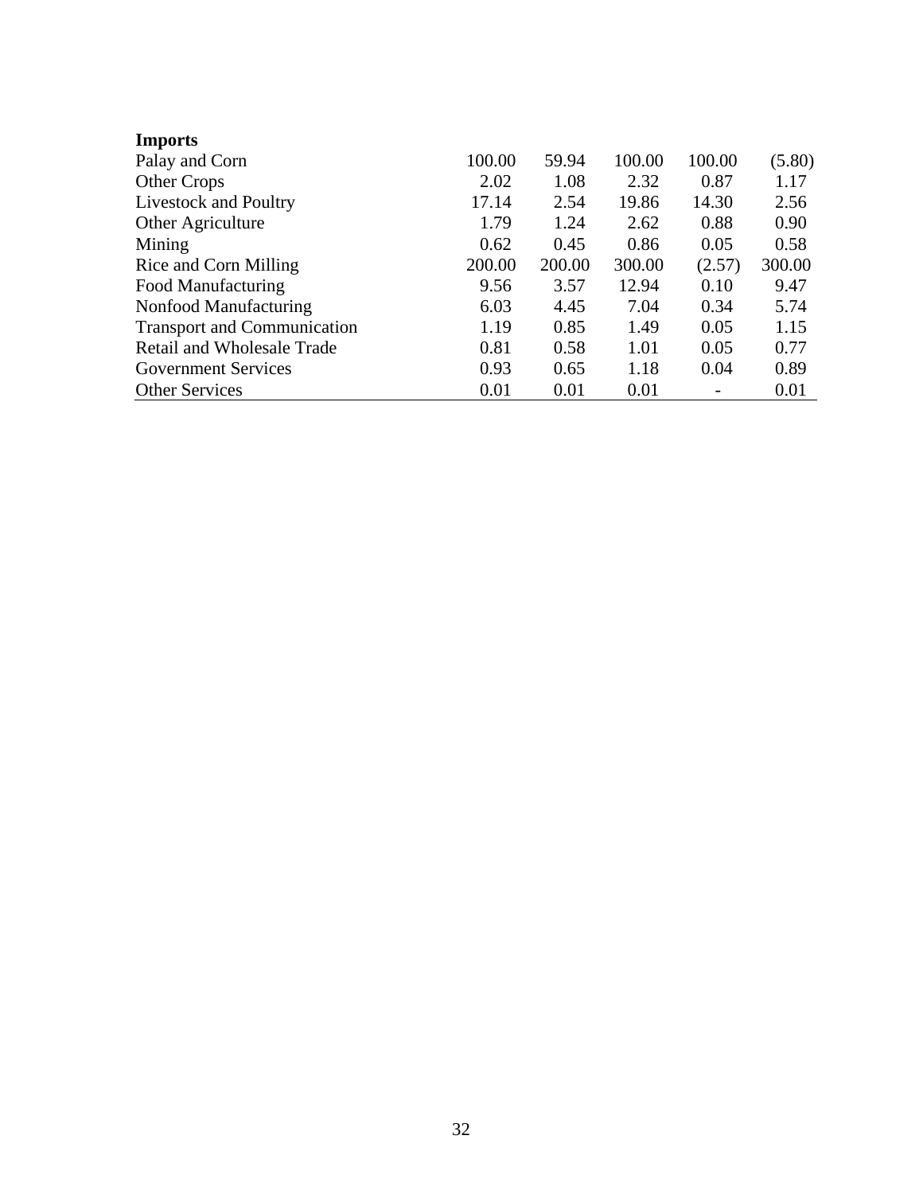| | | | | | |
|---|---|---|---|---|---|
| **Imports** | | | | | |
| Palay and Corn | 100.00 | 59.94 | 100.00 | 100.00 | (5.80) |
| Other Crops | 2.02 | 1.08 | 2.32 | 0.87 | 1.17 |
| Livestock and Poultry | 17.14 | 2.54 | 19.86 | 14.30 | 2.56 |
| Other Agriculture | 1.79 | 1.24 | 2.62 | 0.88 | 0.90 |
| Mining | 0.62 | 0.45 | 0.86 | 0.05 | 0.58 |
| Rice and Corn Milling | 200.00 | 200.00 | 300.00 | (2.57) | 300.00 |
| Food Manufacturing | 9.56 | 3.57 | 12.94 | 0.10 | 9.47 |
| Nonfood Manufacturing | 6.03 | 4.45 | 7.04 | 0.34 | 5.74 |
| Transport and Communication | 1.19 | 0.85 | 1.49 | 0.05 | 1.15 |
| Retail and Wholesale Trade | 0.81 | 0.58 | 1.01 | 0.05 | 0.77 |
| Government Services | 0.93 | 0.65 | 1.18 | 0.04 | 0.89 |
| Other Services | 0.01 | 0.01 | 0.01 | - | 0.01 |